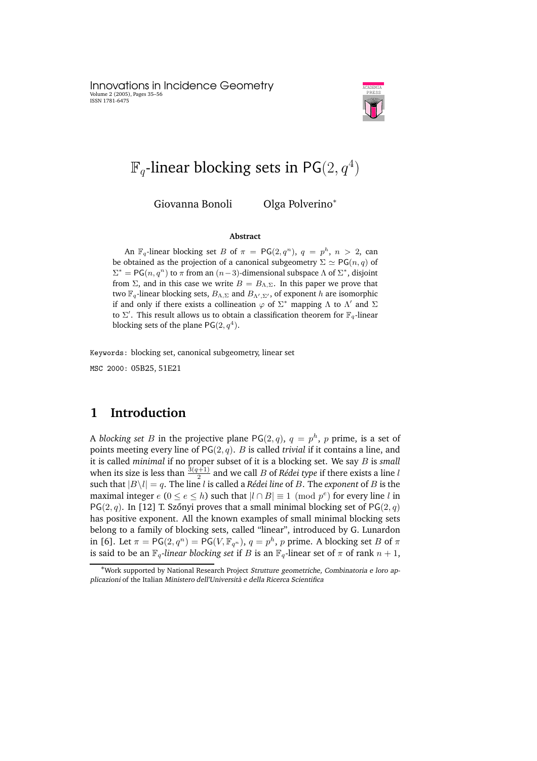# $\mathbb{F}_q$-linear blocking sets in $\mathsf{PG}(2, q^4)$

Giovanna Bonoli Olga Polverino*

### Abstract

An $\mathbb{F}_q$-linear blocking set $B$ of $\pi = \mathsf{PG}(2, q^n)$, $q = p^h$, $n > 2$, can be obtained as the projection of a canonical subgeometry $\Sigma \simeq \mathsf{PG}(n, q)$ of $\Sigma^* = \mathsf{PG}(n, q^n)$ to $\pi$ from an $(n-3)$-dimensional subspace $\Lambda$ of $\Sigma^*$, disjoint from $\Sigma$, and in this case we write $B = B_{\Lambda,\Sigma}$. In this paper we prove that two $\mathbb{F}_q$-linear blocking sets, $B_{\Lambda,\Sigma}$ and $B_{\Lambda',\Sigma'}$, of exponent $h$ are isomorphic if and only if there exists a collineation $\varphi$ of $\Sigma^*$ mapping $\Lambda$ to $\Lambda'$ and $\Sigma$ to $\Sigma'$. This result allows us to obtain a classification theorem for $\mathbb{F}_q$-linear blocking sets of the plane $\mathsf{PG}(2, q^4)$.

Keywords: blocking set, canonical subgeometry, linear set

MSC 2000: 05B25, 51E21

## 1 Introduction

A *blocking set* $B$ in the projective plane $\mathsf{PG}(2, q)$, $q = p^h$, $p$ prime, is a set of points meeting every line of $\mathsf{PG}(2, q)$. $B$ is called *trivial* if it contains a line, and it is called *minimal* if no proper subset of it is a blocking set. We say $B$ is *small* when its size is less than $\frac{3(q+1)}{2}$ and we call $B$ of *Rédei type* if there exists a line $l$ such that $|B \setminus l| = q$. The line $l$ is called a *Rédei line* of $B$. The *exponent* of $B$ is the maximal integer $e$ ($0 \le e \le h$) such that $|l \cap B| \equiv 1 \pmod{p^e}$ for every line $l$ in $\mathsf{PG}(2, q)$. In [12] T. Szőnyi proves that a small minimal blocking set of $\mathsf{PG}(2, q)$ has positive exponent. All the known examples of small minimal blocking sets belong to a family of blocking sets, called "linear", introduced by G. Lunardon in [6]. Let $\pi = \mathsf{PG}(2, q^n) = \mathsf{PG}(V, \mathbb{F}_{q^n})$, $q = p^h$, $p$ prime. A blocking set $B$ of $\pi$ is said to be an $\mathbb{F}_q$-*linear blocking set* if $B$ is an $\mathbb{F}_q$-linear set of $\pi$ of rank $n + 1$,

*Work supported by National Research Project *Strutture geometriche, Combinatoria e loro applicazioni* of the Italian *Ministero dell'Università e della Ricerca Scientifica*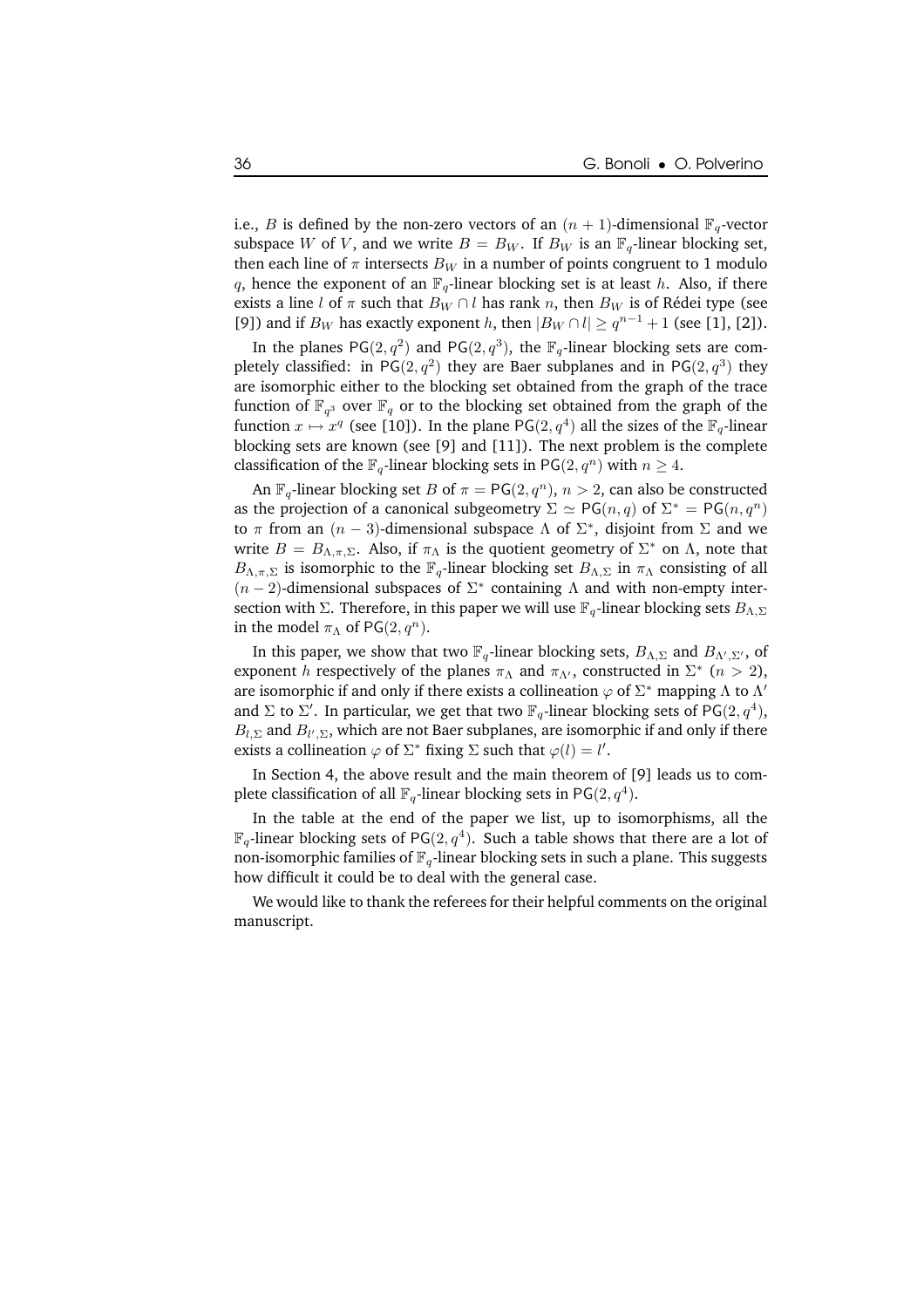i.e., $B$ is defined by the non-zero vectors of an $(n+1)$-dimensional $\mathbb{F}_q$-vector subspace $W$ of $V$, and we write $B = B_W$. If $B_W$ is an $\mathbb{F}_q$-linear blocking set, then each line of $\pi$ intersects $B_W$ in a number of points congruent to 1 modulo $q$, hence the exponent of an $\mathbb{F}_q$-linear blocking set is at least $h$. Also, if there exists a line $l$ of $\pi$ such that $B_W \cap l$ has rank $n$, then $B_W$ is of Rédei type (see [9]) and if $B_W$ has exactly exponent $h$, then $|B_W \cap l| \geq q^{n-1} + 1$ (see [1], [2]).

In the planes $\mathsf{PG}(2, q^2)$ and $\mathsf{PG}(2, q^3)$, the $\mathbb{F}_q$-linear blocking sets are completely classified: in $\mathsf{PG}(2, q^2)$ they are Baer subplanes and in $\mathsf{PG}(2, q^3)$ they are isomorphic either to the blocking set obtained from the graph of the trace function of $\mathbb{F}_{q^3}$ over $\mathbb{F}_q$ or to the blocking set obtained from the graph of the function $x \mapsto x^q$ (see [10]). In the plane $\mathsf{PG}(2, q^4)$ all the sizes of the $\mathbb{F}_q$-linear blocking sets are known (see [9] and [11]). The next problem is the complete classification of the $\mathbb{F}_q$-linear blocking sets in $\mathsf{PG}(2, q^n)$ with $n \geq 4$.

An $\mathbb{F}_q$-linear blocking set $B$ of $\pi = \mathsf{PG}(2, q^n)$, $n > 2$, can also be constructed as the projection of a canonical subgeometry $\Sigma \simeq \mathsf{PG}(n, q)$ of $\Sigma^* = \mathsf{PG}(n, q^n)$ to $\pi$ from an $(n-3)$-dimensional subspace $\Lambda$ of $\Sigma^*$, disjoint from $\Sigma$ and we write $B = B_{\Lambda,\pi,\Sigma}$. Also, if $\pi_\Lambda$ is the quotient geometry of $\Sigma^*$ on $\Lambda$, note that $B_{\Lambda,\pi,\Sigma}$ is isomorphic to the $\mathbb{F}_q$-linear blocking set $B_{\Lambda,\Sigma}$ in $\pi_\Lambda$ consisting of all $(n-2)$-dimensional subspaces of $\Sigma^*$ containing $\Lambda$ and with non-empty intersection with $\Sigma$. Therefore, in this paper we will use $\mathbb{F}_q$-linear blocking sets $B_{\Lambda,\Sigma}$ in the model $\pi_\Lambda$ of $\mathsf{PG}(2, q^n)$.

In this paper, we show that two $\mathbb{F}_q$-linear blocking sets, $B_{\Lambda,\Sigma}$ and $B_{\Lambda',\Sigma'}$, of exponent $h$ respectively of the planes $\pi_\Lambda$ and $\pi_{\Lambda'}$, constructed in $\Sigma^*$ $(n > 2)$, are isomorphic if and only if there exists a collineation $\varphi$ of $\Sigma^*$ mapping $\Lambda$ to $\Lambda'$ and $\Sigma$ to $\Sigma'$. In particular, we get that two $\mathbb{F}_q$-linear blocking sets of $\mathsf{PG}(2, q^4)$, $B_{l,\Sigma}$ and $B_{l',\Sigma}$, which are not Baer subplanes, are isomorphic if and only if there exists a collineation $\varphi$ of $\Sigma^*$ fixing $\Sigma$ such that $\varphi(l) = l'$.

In Section 4, the above result and the main theorem of [9] leads us to complete classification of all $\mathbb{F}_q$-linear blocking sets in $\mathsf{PG}(2, q^4)$.

In the table at the end of the paper we list, up to isomorphisms, all the $\mathbb{F}_q$-linear blocking sets of $\mathsf{PG}(2, q^4)$. Such a table shows that there are a lot of non-isomorphic families of $\mathbb{F}_q$-linear blocking sets in such a plane. This suggests how difficult it could be to deal with the general case.

We would like to thank the referees for their helpful comments on the original manuscript.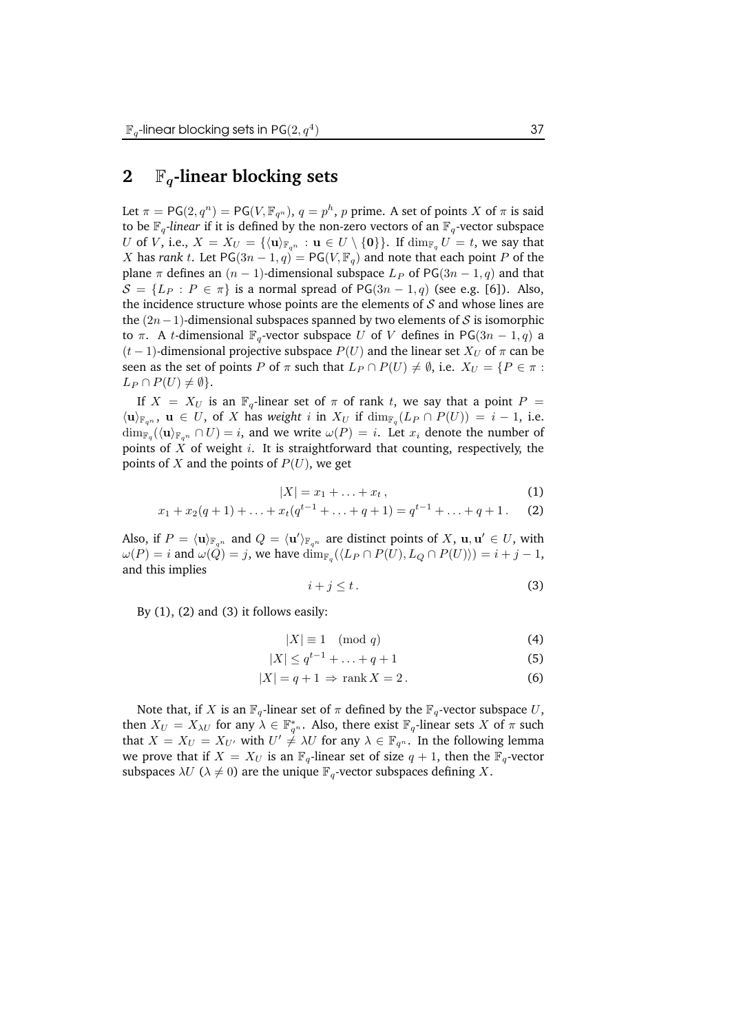## 2 $\mathbb{F}_q$-linear blocking sets

Let $\pi = \mathsf{PG}(2, q^n) = \mathsf{PG}(V, \mathbb{F}_{q^n})$, $q = p^h$, $p$ prime. A set of points $X$ of $\pi$ is said to be $\mathbb{F}_q$-*linear* if it is defined by the non-zero vectors of an $\mathbb{F}_q$-vector subspace $U$ of $V$, i.e., $X = X_U = \{\langle \mathbf{u} \rangle_{\mathbb{F}_{q^n}} : \mathbf{u} \in U \setminus \{\mathbf{0}\}\}$. If $\dim_{\mathbb{F}_q} U = t$, we say that $X$ has *rank* $t$. Let $\mathsf{PG}(3n-1, q) = \mathsf{PG}(V, \mathbb{F}_q)$ and note that each point $P$ of the plane $\pi$ defines an $(n-1)$-dimensional subspace $L_P$ of $\mathsf{PG}(3n-1, q)$ and that $\mathcal{S} = \{L_P : P \in \pi\}$ is a normal spread of $\mathsf{PG}(3n-1, q)$ (see e.g. [6]). Also, the incidence structure whose points are the elements of $\mathcal{S}$ and whose lines are the $(2n-1)$-dimensional subspaces spanned by two elements of $\mathcal{S}$ is isomorphic to $\pi$. A $t$-dimensional $\mathbb{F}_q$-vector subspace $U$ of $V$ defines in $\mathsf{PG}(3n-1, q)$ a $(t-1)$-dimensional projective subspace $P(U)$ and the linear set $X_U$ of $\pi$ can be seen as the set of points $P$ of $\pi$ such that $L_P \cap P(U) \neq \emptyset$, i.e. $X_U = \{P \in \pi : L_P \cap P(U) \neq \emptyset\}$.

If $X = X_U$ is an $\mathbb{F}_q$-linear set of $\pi$ of rank $t$, we say that a point $P = \langle \mathbf{u} \rangle_{\mathbb{F}_{q^n}}$, $\mathbf{u} \in U$, of $X$ has *weight* $i$ in $X_U$ if $\dim_{\mathbb{F}_q}(L_P \cap P(U)) = i - 1$, i.e. $\dim_{\mathbb{F}_q}(\langle \mathbf{u} \rangle_{\mathbb{F}_{q^n}} \cap U) = i$, and we write $\omega(P) = i$. Let $x_i$ denote the number of points of $X$ of weight $i$. It is straightforward that counting, respectively, the points of $X$ and the points of $P(U)$, we get

$$|X| = x_1 + \ldots + x_t \,, \tag{1}$$

$$x_1 + x_2(q+1) + \ldots + x_t(q^{t-1} + \ldots + q + 1) = q^{t-1} + \ldots + q + 1 \,. \tag{2}$$

Also, if $P = \langle \mathbf{u} \rangle_{\mathbb{F}_{q^n}}$ and $Q = \langle \mathbf{u}' \rangle_{\mathbb{F}_{q^n}}$ are distinct points of $X$, $\mathbf{u}, \mathbf{u}' \in U$, with $\omega(P) = i$ and $\omega(Q) = j$, we have $\dim_{\mathbb{F}_q}(\langle L_P \cap P(U), L_Q \cap P(U) \rangle) = i + j - 1$, and this implies

$$i + j \leq t \,. \tag{3}$$

By (1), (2) and (3) it follows easily:

$$|X| \equiv 1 \pmod{q} \tag{4}$$

$$|X| \leq q^{t-1} + \ldots + q + 1 \tag{5}$$

$$|X| = q + 1 \Rightarrow \operatorname{rank} X = 2 \,. \tag{6}$$

Note that, if $X$ is an $\mathbb{F}_q$-linear set of $\pi$ defined by the $\mathbb{F}_q$-vector subspace $U$, then $X_U = X_{\lambda U}$ for any $\lambda \in \mathbb{F}_{q^n}^*$. Also, there exist $\mathbb{F}_q$-linear sets $X$ of $\pi$ such that $X = X_U = X_{U'}$ with $U' \neq \lambda U$ for any $\lambda \in \mathbb{F}_{q^n}$. In the following lemma we prove that if $X = X_U$ is an $\mathbb{F}_q$-linear set of size $q+1$, then the $\mathbb{F}_q$-vector subspaces $\lambda U$ ($\lambda \neq 0$) are the unique $\mathbb{F}_q$-vector subspaces defining $X$.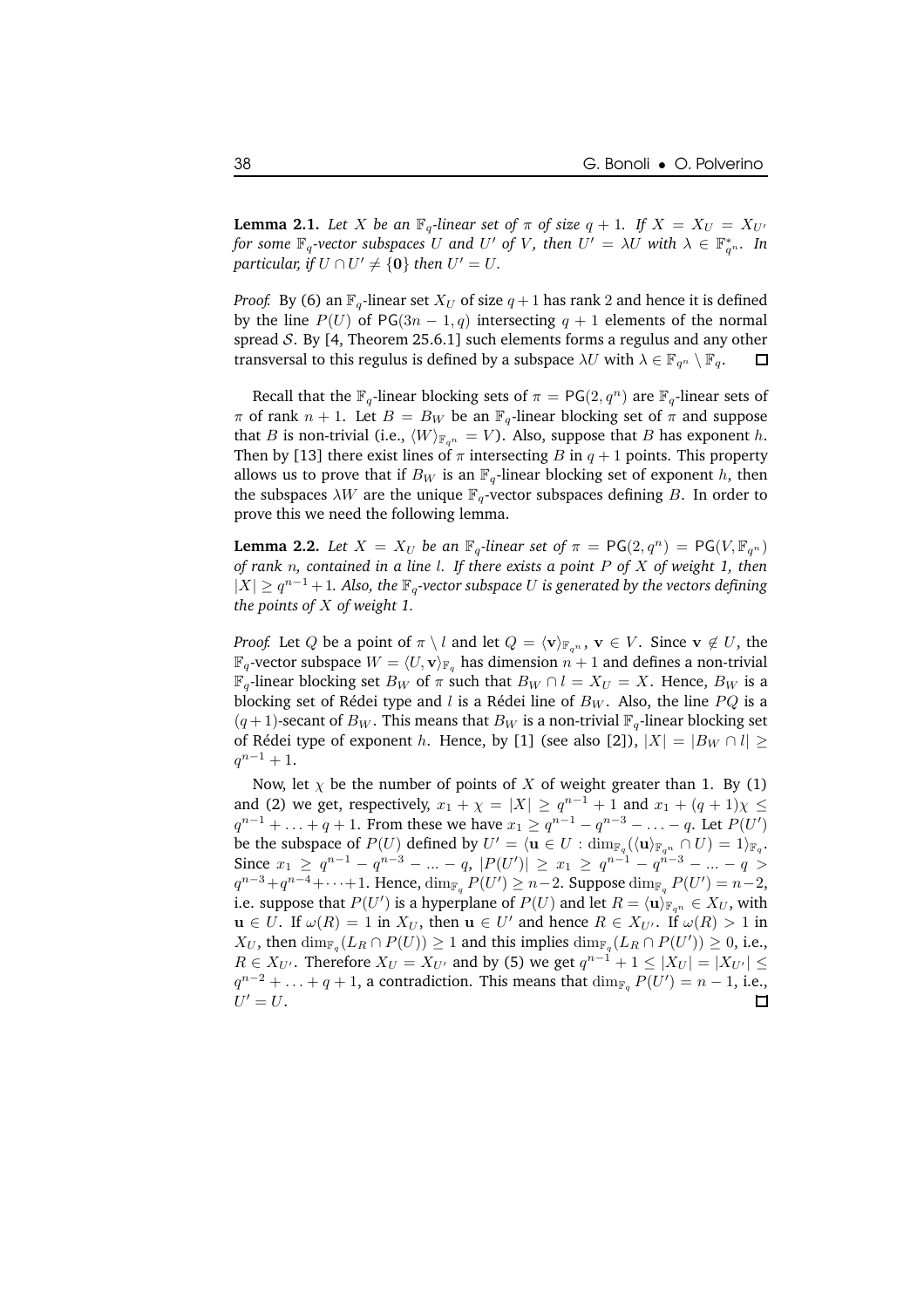**Lemma 2.1.** *Let $X$ be an $\mathbb{F}_q$-linear set of $\pi$ of size $q+1$. If $X = X_U = X_{U'}$ for some $\mathbb{F}_q$-vector subspaces $U$ and $U'$ of $V$, then $U' = \lambda U$ with $\lambda \in \mathbb{F}_{q^n}^*$. In particular, if $U \cap U' \neq \{\mathbf{0}\}$ then $U' = U$.*

*Proof.* By (6) an $\mathbb{F}_q$-linear set $X_U$ of size $q+1$ has rank 2 and hence it is defined by the line $P(U)$ of $\mathsf{PG}(3n-1, q)$ intersecting $q+1$ elements of the normal spread $\mathcal{S}$. By [4, Theorem 25.6.1] such elements forms a regulus and any other transversal to this regulus is defined by a subspace $\lambda U$ with $\lambda \in \mathbb{F}_{q^n} \setminus \mathbb{F}_q$. $\square$

Recall that the $\mathbb{F}_q$-linear blocking sets of $\pi = \mathsf{PG}(2, q^n)$ are $\mathbb{F}_q$-linear sets of $\pi$ of rank $n+1$. Let $B = B_W$ be an $\mathbb{F}_q$-linear blocking set of $\pi$ and suppose that $B$ is non-trivial (i.e., $\langle W \rangle_{\mathbb{F}_{q^n}} = V$). Also, suppose that $B$ has exponent $h$. Then by [13] there exist lines of $\pi$ intersecting $B$ in $q+1$ points. This property allows us to prove that if $B_W$ is an $\mathbb{F}_q$-linear blocking set of exponent $h$, then the subspaces $\lambda W$ are the unique $\mathbb{F}_q$-vector subspaces defining $B$. In order to prove this we need the following lemma.

**Lemma 2.2.** *Let $X = X_U$ be an $\mathbb{F}_q$-linear set of $\pi = \mathsf{PG}(2, q^n) = \mathsf{PG}(V, \mathbb{F}_{q^n})$ of rank $n$, contained in a line $l$. If there exists a point $P$ of $X$ of weight 1, then $|X| \geq q^{n-1} + 1$. Also, the $\mathbb{F}_q$-vector subspace $U$ is generated by the vectors defining the points of $X$ of weight 1.*

*Proof.* Let $Q$ be a point of $\pi \setminus l$ and let $Q = \langle \mathbf{v} \rangle_{\mathbb{F}_{q^n}}$, $\mathbf{v} \in V$. Since $\mathbf{v} \notin U$, the $\mathbb{F}_q$-vector subspace $W = \langle U, \mathbf{v} \rangle_{\mathbb{F}_q}$ has dimension $n+1$ and defines a non-trivial $\mathbb{F}_q$-linear blocking set $B_W$ of $\pi$ such that $B_W \cap l = X_U = X$. Hence, $B_W$ is a blocking set of Rédei type and $l$ is a Rédei line of $B_W$. Also, the line $PQ$ is a $(q+1)$-secant of $B_W$. This means that $B_W$ is a non-trivial $\mathbb{F}_q$-linear blocking set of Rédei type of exponent $h$. Hence, by [1] (see also [2]), $|X| = |B_W \cap l| \geq q^{n-1} + 1$.

Now, let $\chi$ be the number of points of $X$ of weight greater than 1. By (1) and (2) we get, respectively, $x_1 + \chi = |X| \geq q^{n-1} + 1$ and $x_1 + (q+1)\chi \leq q^{n-1} + \ldots + q + 1$. From these we have $x_1 \geq q^{n-1} - q^{n-3} - \ldots - q$. Let $P(U')$ be the subspace of $P(U)$ defined by $U' = \langle \mathbf{u} \in U : \dim_{\mathbb{F}_q}(\langle \mathbf{u} \rangle_{\mathbb{F}_{q^n}} \cap U) = 1 \rangle_{\mathbb{F}_q}$. Since $x_1 \geq q^{n-1} - q^{n-3} - \ldots - q$, $|P(U')| \geq x_1 \geq q^{n-1} - q^{n-3} - \ldots - q > q^{n-3} + q^{n-4} + \cdots + 1$. Hence, $\dim_{\mathbb{F}_q} P(U') \geq n-2$. Suppose $\dim_{\mathbb{F}_q} P(U') = n-2$, i.e. suppose that $P(U')$ is a hyperplane of $P(U)$ and let $R = \langle \mathbf{u} \rangle_{\mathbb{F}_{q^n}} \in X_U$, with $\mathbf{u} \in U$. If $\omega(R) = 1$ in $X_U$, then $\mathbf{u} \in U'$ and hence $R \in X_{U'}$. If $\omega(R) > 1$ in $X_U$, then $\dim_{\mathbb{F}_q}(L_R \cap P(U)) \geq 1$ and this implies $\dim_{\mathbb{F}_q}(L_R \cap P(U')) \geq 0$, i.e., $R \in X_{U'}$. Therefore $X_U = X_{U'}$ and by (5) we get $q^{n-1} + 1 \leq |X_U| = |X_{U'}| \leq q^{n-2} + \ldots + q + 1$, a contradiction. This means that $\dim_{\mathbb{F}_q} P(U') = n-1$, i.e., $U' = U$. $\square$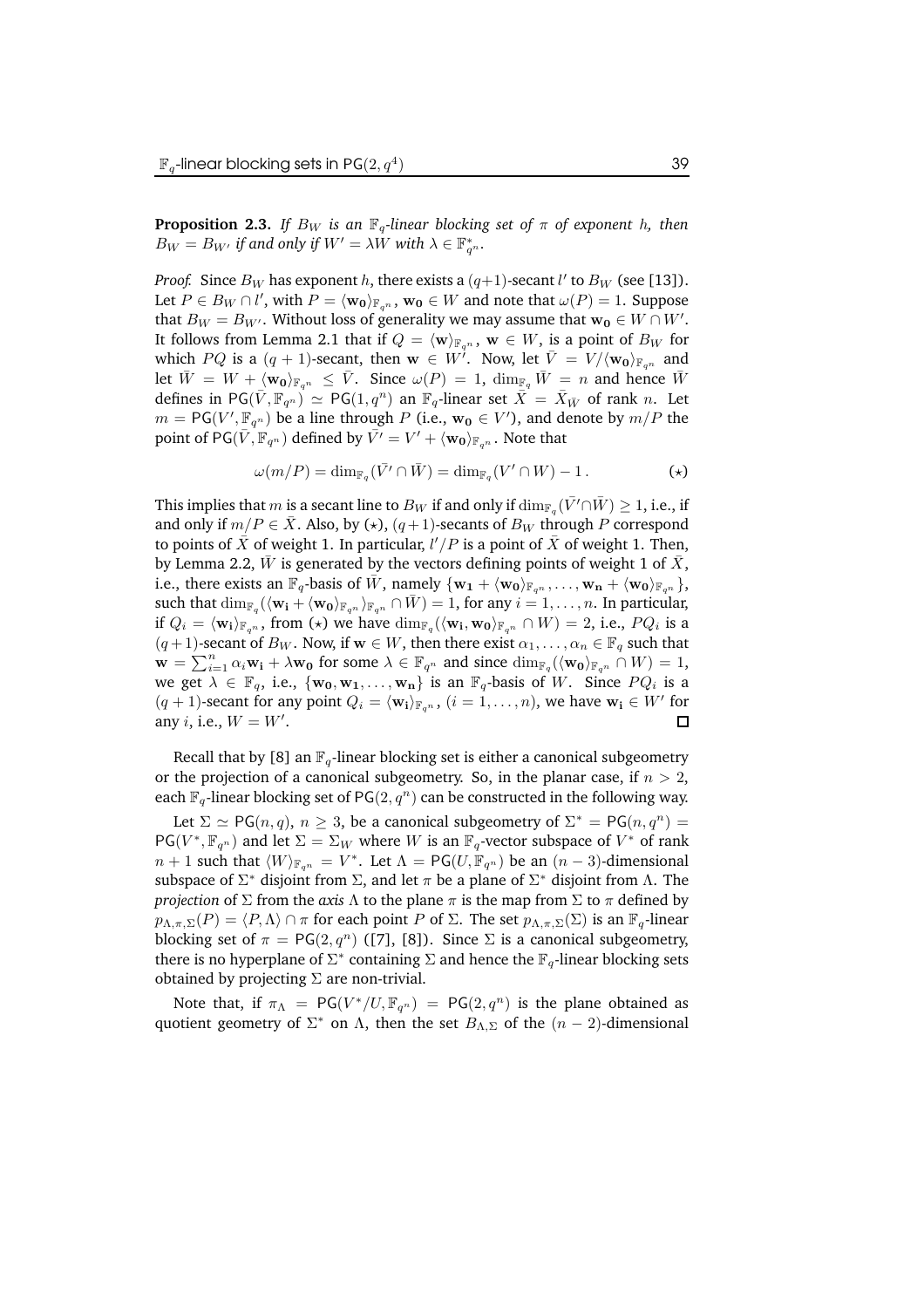**Proposition 2.3.** *If $B_W$ is an $\mathbb{F}_q$-linear blocking set of $\pi$ of exponent $h$, then $B_W = B_{W'}$ if and only if $W' = \lambda W$ with $\lambda \in \mathbb{F}_{q^n}^*$.*

*Proof.* Since $B_W$ has exponent $h$, there exists a $(q+1)$-secant $l'$ to $B_W$ (see [13]). Let $P \in B_W \cap l'$, with $P = \langle \mathbf{w_0} \rangle_{\mathbb{F}_{q^n}}$, $\mathbf{w_0} \in W$ and note that $\omega(P) = 1$. Suppose that $B_W = B_{W'}$. Without loss of generality we may assume that $\mathbf{w_0} \in W \cap W'$. It follows from Lemma 2.1 that if $Q = \langle \mathbf{w} \rangle_{\mathbb{F}_{q^n}}$, $\mathbf{w} \in W$, is a point of $B_W$ for which $PQ$ is a $(q+1)$-secant, then $\mathbf{w} \in W'$. Now, let $\bar{V} = V/\langle \mathbf{w_0} \rangle_{\mathbb{F}_{q^n}}$ and let $\bar{W} = W + \langle \mathbf{w_0} \rangle_{\mathbb{F}_{q^n}} \leq \bar{V}$. Since $\omega(P) = 1$, $\dim_{\mathbb{F}_q} \bar{W} = n$ and hence $\bar{W}$ defines in $\mathsf{PG}(\bar{V}, \mathbb{F}_{q^n}) \simeq \mathsf{PG}(1, q^n)$ an $\mathbb{F}_q$-linear set $\bar{X} = \bar{X}_{\bar{W}}$ of rank $n$. Let $m = \mathsf{PG}(V', \mathbb{F}_{q^n})$ be a line through $P$ (i.e., $\mathbf{w_0} \in V'$), and denote by $m/P$ the point of $\mathsf{PG}(\bar{V}, \mathbb{F}_{q^n})$ defined by $\bar{V}' = V' + \langle \mathbf{w_0} \rangle_{\mathbb{F}_{q^n}}$. Note that

$$\omega(m/P) = \dim_{\mathbb{F}_q}(\bar{V}' \cap \bar{W}) = \dim_{\mathbb{F}_q}(V' \cap W) - 1\,. \qquad (\star)$$

This implies that $m$ is a secant line to $B_W$ if and only if $\dim_{\mathbb{F}_q}(\bar{V}' \cap \bar{W}) \geq 1$, i.e., if and only if $m/P \in \bar{X}$. Also, by $(\star)$, $(q+1)$-secants of $B_W$ through $P$ correspond to points of $\bar{X}$ of weight 1. In particular, $l'/P$ is a point of $\bar{X}$ of weight 1. Then, by Lemma 2.2, $\bar{W}$ is generated by the vectors defining points of weight 1 of $\bar{X}$, i.e., there exists an $\mathbb{F}_q$-basis of $\bar{W}$, namely $\{\mathbf{w_1} + \langle \mathbf{w_0} \rangle_{\mathbb{F}_{q^n}}, \ldots, \mathbf{w_n} + \langle \mathbf{w_0} \rangle_{\mathbb{F}_{q^n}}\}$, such that $\dim_{\mathbb{F}_q}(\langle \mathbf{w_i} + \langle \mathbf{w_0} \rangle_{\mathbb{F}_{q^n}} \rangle_{\mathbb{F}_{q^n}} \cap \bar{W}) = 1$, for any $i = 1, \ldots, n$. In particular, if $Q_i = \langle \mathbf{w_i} \rangle_{\mathbb{F}_{q^n}}$, from $(\star)$ we have $\dim_{\mathbb{F}_q}(\langle \mathbf{w_i}, \mathbf{w_0} \rangle_{\mathbb{F}_{q^n}} \cap W) = 2$, i.e., $PQ_i$ is a $(q+1)$-secant of $B_W$. Now, if $\mathbf{w} \in W$, then there exist $\alpha_1, \ldots, \alpha_n \in \mathbb{F}_q$ such that $\mathbf{w} = \sum_{i=1}^{n} \alpha_i \mathbf{w_i} + \lambda \mathbf{w_0}$ for some $\lambda \in \mathbb{F}_{q^n}$ and since $\dim_{\mathbb{F}_q}(\langle \mathbf{w_0} \rangle_{\mathbb{F}_{q^n}} \cap W) = 1$, we get $\lambda \in \mathbb{F}_q$, i.e., $\{\mathbf{w_0}, \mathbf{w_1}, \ldots, \mathbf{w_n}\}$ is an $\mathbb{F}_q$-basis of $W$. Since $PQ_i$ is a $(q+1)$-secant for any point $Q_i = \langle \mathbf{w_i} \rangle_{\mathbb{F}_{q^n}}$, $(i = 1, \ldots, n)$, we have $\mathbf{w_i} \in W'$ for any $i$, i.e., $W = W'$. $\square$

Recall that by [8] an $\mathbb{F}_q$-linear blocking set is either a canonical subgeometry or the projection of a canonical subgeometry. So, in the planar case, if $n > 2$, each $\mathbb{F}_q$-linear blocking set of $\mathsf{PG}(2, q^n)$ can be constructed in the following way.

Let $\Sigma \simeq \mathsf{PG}(n, q)$, $n \geq 3$, be a canonical subgeometry of $\Sigma^* = \mathsf{PG}(n, q^n) = \mathsf{PG}(V^*, \mathbb{F}_{q^n})$ and let $\Sigma = \Sigma_W$ where $W$ is an $\mathbb{F}_q$-vector subspace of $V^*$ of rank $n+1$ such that $\langle W \rangle_{\mathbb{F}_{q^n}} = V^*$. Let $\Lambda = \mathsf{PG}(U, \mathbb{F}_{q^n})$ be an $(n-3)$-dimensional subspace of $\Sigma^*$ disjoint from $\Sigma$, and let $\pi$ be a plane of $\Sigma^*$ disjoint from $\Lambda$. The *projection* of $\Sigma$ from the *axis* $\Lambda$ to the plane $\pi$ is the map from $\Sigma$ to $\pi$ defined by $p_{\Lambda,\pi,\Sigma}(P) = \langle P, \Lambda \rangle \cap \pi$ for each point $P$ of $\Sigma$. The set $p_{\Lambda,\pi,\Sigma}(\Sigma)$ is an $\mathbb{F}_q$-linear blocking set of $\pi = \mathsf{PG}(2, q^n)$ ([7], [8]). Since $\Sigma$ is a canonical subgeometry, there is no hyperplane of $\Sigma^*$ containing $\Sigma$ and hence the $\mathbb{F}_q$-linear blocking sets obtained by projecting $\Sigma$ are non-trivial.

Note that, if $\pi_\Lambda = \mathsf{PG}(V^*/U, \mathbb{F}_{q^n}) = \mathsf{PG}(2, q^n)$ is the plane obtained as quotient geometry of $\Sigma^*$ on $\Lambda$, then the set $B_{\Lambda,\Sigma}$ of the $(n-2)$-dimensional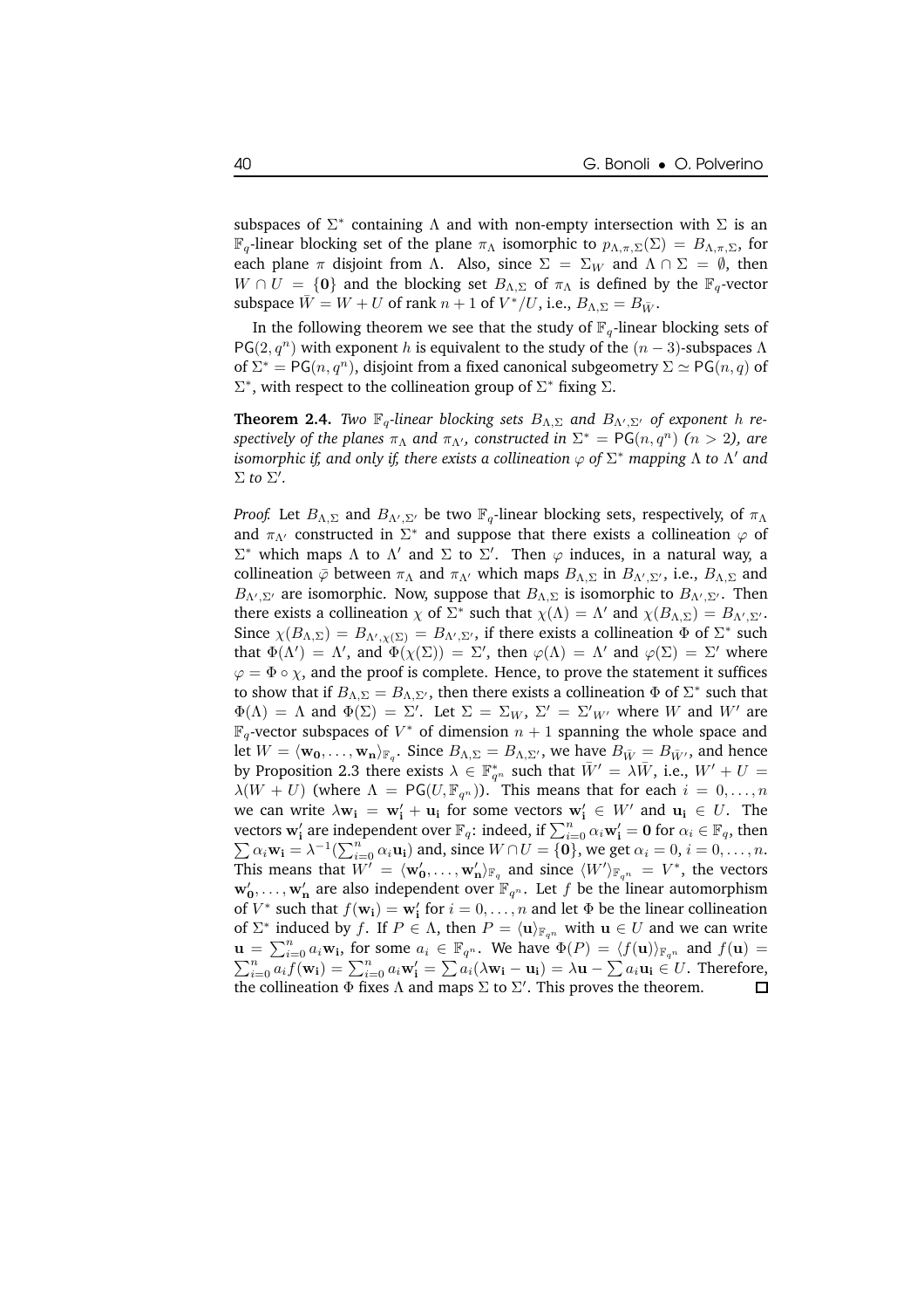subspaces of $\Sigma^*$ containing $\Lambda$ and with non-empty intersection with $\Sigma$ is an $\mathbb{F}_q$-linear blocking set of the plane $\pi_\Lambda$ isomorphic to $p_{\Lambda,\pi,\Sigma}(\Sigma) = B_{\Lambda,\pi,\Sigma}$, for each plane $\pi$ disjoint from $\Lambda$. Also, since $\Sigma = \Sigma_W$ and $\Lambda \cap \Sigma = \emptyset$, then $W \cap U = \{\mathbf{0}\}$ and the blocking set $B_{\Lambda,\Sigma}$ of $\pi_\Lambda$ is defined by the $\mathbb{F}_q$-vector subspace $\bar{W} = W + U$ of rank $n+1$ of $V^*/U$, i.e., $B_{\Lambda,\Sigma} = B_{\bar{W}}$.

In the following theorem we see that the study of $\mathbb{F}_q$-linear blocking sets of $\mathsf{PG}(2,q^n)$ with exponent $h$ is equivalent to the study of the $(n-3)$-subspaces $\Lambda$ of $\Sigma^* = \mathsf{PG}(n,q^n)$, disjoint from a fixed canonical subgeometry $\Sigma \simeq \mathsf{PG}(n,q)$ of $\Sigma^*$, with respect to the collineation group of $\Sigma^*$ fixing $\Sigma$.

**Theorem 2.4.** *Two $\mathbb{F}_q$-linear blocking sets $B_{\Lambda,\Sigma}$ and $B_{\Lambda',\Sigma'}$ of exponent $h$ respectively of the planes $\pi_\Lambda$ and $\pi_{\Lambda'}$, constructed in $\Sigma^* = \mathsf{PG}(n,q^n)$ $(n>2)$, are isomorphic if, and only if, there exists a collineation $\varphi$ of $\Sigma^*$ mapping $\Lambda$ to $\Lambda'$ and $\Sigma$ to $\Sigma'$.*

*Proof.* Let $B_{\Lambda,\Sigma}$ and $B_{\Lambda',\Sigma'}$ be two $\mathbb{F}_q$-linear blocking sets, respectively, of $\pi_\Lambda$ and $\pi_{\Lambda'}$ constructed in $\Sigma^*$ and suppose that there exists a collineation $\varphi$ of $\Sigma^*$ which maps $\Lambda$ to $\Lambda'$ and $\Sigma$ to $\Sigma'$. Then $\varphi$ induces, in a natural way, a collineation $\bar{\varphi}$ between $\pi_\Lambda$ and $\pi_{\Lambda'}$ which maps $B_{\Lambda,\Sigma}$ in $B_{\Lambda',\Sigma'}$, i.e., $B_{\Lambda,\Sigma}$ and $B_{\Lambda',\Sigma'}$ are isomorphic. Now, suppose that $B_{\Lambda,\Sigma}$ is isomorphic to $B_{\Lambda',\Sigma'}$. Then there exists a collineation $\chi$ of $\Sigma^*$ such that $\chi(\Lambda) = \Lambda'$ and $\chi(B_{\Lambda,\Sigma}) = B_{\Lambda',\Sigma'}$. Since $\chi(B_{\Lambda,\Sigma}) = B_{\Lambda',\chi(\Sigma)} = B_{\Lambda',\Sigma'}$, if there exists a collineation $\Phi$ of $\Sigma^*$ such that $\Phi(\Lambda') = \Lambda'$, and $\Phi(\chi(\Sigma)) = \Sigma'$, then $\varphi(\Lambda) = \Lambda'$ and $\varphi(\Sigma) = \Sigma'$ where $\varphi = \Phi \circ \chi$, and the proof is complete. Hence, to prove the statement it suffices to show that if $B_{\Lambda,\Sigma} = B_{\Lambda,\Sigma'}$, then there exists a collineation $\Phi$ of $\Sigma^*$ such that $\Phi(\Lambda) = \Lambda$ and $\Phi(\Sigma) = \Sigma'$. Let $\Sigma = \Sigma_W$, $\Sigma' = \Sigma'_{W'}$ where $W$ and $W'$ are $\mathbb{F}_q$-vector subspaces of $V^*$ of dimension $n+1$ spanning the whole space and let $W = \langle \mathbf{w_0}, \ldots, \mathbf{w_n} \rangle_{\mathbb{F}_q}$. Since $B_{\Lambda,\Sigma} = B_{\Lambda,\Sigma'}$, we have $B_{\bar{W}} = B_{\bar{W}'}$, and hence by Proposition 2.3 there exists $\lambda \in \mathbb{F}^*_{q^n}$ such that $\bar{W}' = \lambda \bar{W}$, i.e., $W' + U = \lambda(W+U)$ (where $\Lambda = \mathsf{PG}(U,\mathbb{F}_{q^n})$). This means that for each $i = 0,\ldots,n$ we can write $\lambda \mathbf{w_i} = \mathbf{w'_i} + \mathbf{u_i}$ for some vectors $\mathbf{w'_i} \in W'$ and $\mathbf{u_i} \in U$. The vectors $\mathbf{w'_i}$ are independent over $\mathbb{F}_q$: indeed, if $\sum_{i=0}^n \alpha_i \mathbf{w'_i} = \mathbf{0}$ for $\alpha_i \in \mathbb{F}_q$, then $\sum \alpha_i \mathbf{w_i} = \lambda^{-1}(\sum_{i=0}^n \alpha_i \mathbf{u_i})$ and, since $W \cap U = \{\mathbf{0}\}$, we get $\alpha_i = 0$, $i = 0,\ldots,n$. This means that $W' = \langle \mathbf{w'_0}, \ldots, \mathbf{w'_n} \rangle_{\mathbb{F}_q}$ and since $\langle W' \rangle_{\mathbb{F}_{q^n}} = V^*$, the vectors $\mathbf{w'_0}, \ldots, \mathbf{w'_n}$ are also independent over $\mathbb{F}_{q^n}$. Let $f$ be the linear automorphism of $V^*$ such that $f(\mathbf{w_i}) = \mathbf{w'_i}$ for $i = 0,\ldots,n$ and let $\Phi$ be the linear collineation of $\Sigma^*$ induced by $f$. If $P \in \Lambda$, then $P = \langle \mathbf{u} \rangle_{\mathbb{F}_{q^n}}$ with $\mathbf{u} \in U$ and we can write $\mathbf{u} = \sum_{i=0}^n a_i \mathbf{w_i}$, for some $a_i \in \mathbb{F}_{q^n}$. We have $\Phi(P) = \langle f(\mathbf{u}) \rangle_{\mathbb{F}_{q^n}}$ and $f(\mathbf{u}) = \sum_{i=0}^n a_i f(\mathbf{w_i}) = \sum_{i=0}^n a_i \mathbf{w'_i} = \sum a_i(\lambda \mathbf{w_i} - \mathbf{u_i}) = \lambda \mathbf{u} - \sum a_i \mathbf{u_i} \in U$. Therefore, the collineation $\Phi$ fixes $\Lambda$ and maps $\Sigma$ to $\Sigma'$. This proves the theorem. $\square$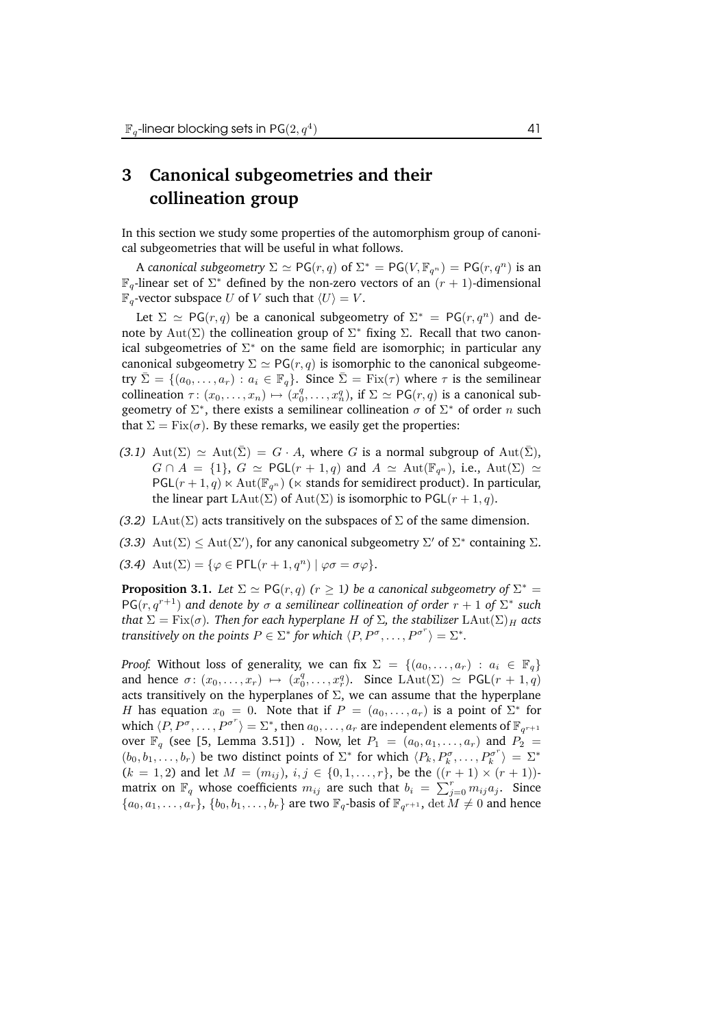# 3 Canonical subgeometries and their collineation group

In this section we study some properties of the automorphism group of canonical subgeometries that will be useful in what follows.

A *canonical subgeometry* $\Sigma \simeq \mathsf{PG}(r,q)$ of $\Sigma^* = \mathsf{PG}(V, \mathbb{F}_{q^n}) = \mathsf{PG}(r, q^n)$ is an $\mathbb{F}_q$-linear set of $\Sigma^*$ defined by the non-zero vectors of an $(r+1)$-dimensional $\mathbb{F}_q$-vector subspace $U$ of $V$ such that $\langle U \rangle = V$.

Let $\Sigma \simeq \mathsf{PG}(r,q)$ be a canonical subgeometry of $\Sigma^* = \mathsf{PG}(r,q^n)$ and denote by $\mathrm{Aut}(\Sigma)$ the collineation group of $\Sigma^*$ fixing $\Sigma$. Recall that two canonical subgeometries of $\Sigma^*$ on the same field are isomorphic; in particular any canonical subgeometry $\Sigma \simeq \mathsf{PG}(r,q)$ is isomorphic to the canonical subgeometry $\bar{\Sigma} = \{(a_0, \ldots, a_r) : a_i \in \mathbb{F}_q\}$. Since $\bar{\Sigma} = \mathrm{Fix}(\tau)$ where $\tau$ is the semilinear collineation $\tau\colon (x_0, \ldots, x_n) \mapsto (x_0^q, \ldots, x_n^q)$, if $\Sigma \simeq \mathsf{PG}(r,q)$ is a canonical subgeometry of $\Sigma^*$, there exists a semilinear collineation $\sigma$ of $\Sigma^*$ of order $n$ such that $\Sigma = \mathrm{Fix}(\sigma)$. By these remarks, we easily get the properties:

*(3.1)* $\mathrm{Aut}(\Sigma) \simeq \mathrm{Aut}(\bar{\Sigma}) = G \cdot A$, where $G$ is a normal subgroup of $\mathrm{Aut}(\bar{\Sigma})$, $G \cap A = \{1\}$, $G \simeq \mathsf{PGL}(r+1,q)$ and $A \simeq \mathrm{Aut}(\mathbb{F}_{q^n})$, i.e., $\mathrm{Aut}(\Sigma) \simeq \mathsf{PGL}(r+1,q) \ltimes \mathrm{Aut}(\mathbb{F}_{q^n})$ ($\ltimes$ stands for semidirect product). In particular, the linear part $\mathrm{LAut}(\Sigma)$ of $\mathrm{Aut}(\Sigma)$ is isomorphic to $\mathsf{PGL}(r+1,q)$.

*(3.2)* $\mathrm{LAut}(\Sigma)$ acts transitively on the subspaces of $\Sigma$ of the same dimension.

*(3.3)* $\mathrm{Aut}(\Sigma) \leq \mathrm{Aut}(\Sigma')$, for any canonical subgeometry $\Sigma'$ of $\Sigma^*$ containing $\Sigma$.

*(3.4)* $\mathrm{Aut}(\Sigma) = \{\varphi \in \mathsf{P\Gamma L}(r+1, q^n) \mid \varphi\sigma = \sigma\varphi\}$.

**Proposition 3.1.** *Let $\Sigma \simeq \mathsf{PG}(r,q)$ ($r \geq 1$) be a canonical subgeometry of $\Sigma^* = \mathsf{PG}(r, q^{r+1})$ and denote by $\sigma$ a semilinear collineation of order $r+1$ of $\Sigma^*$ such that $\Sigma = \mathrm{Fix}(\sigma)$. Then for each hyperplane $H$ of $\Sigma$, the stabilizer $\mathrm{LAut}(\Sigma)_H$ acts transitively on the points $P \in \Sigma^*$ for which $\langle P, P^\sigma, \ldots, P^{\sigma^r} \rangle = \Sigma^*$.*

*Proof.* Without loss of generality, we can fix $\Sigma = \{(a_0, \ldots, a_r) : a_i \in \mathbb{F}_q\}$ and hence $\sigma\colon (x_0, \ldots, x_r) \mapsto (x_0^q, \ldots, x_r^q)$. Since $\mathrm{LAut}(\Sigma) \simeq \mathsf{PGL}(r+1,q)$ acts transitively on the hyperplanes of $\Sigma$, we can assume that the hyperplane $H$ has equation $x_0 = 0$. Note that if $P = (a_0, \ldots, a_r)$ is a point of $\Sigma^*$ for which $\langle P, P^\sigma, \ldots, P^{\sigma^r} \rangle = \Sigma^*$, then $a_0, \ldots, a_r$ are independent elements of $\mathbb{F}_{q^{r+1}}$ over $\mathbb{F}_q$ (see [5, Lemma 3.51]) . Now, let $P_1 = (a_0, a_1, \ldots, a_r)$ and $P_2 = (b_0, b_1, \ldots, b_r)$ be two distinct points of $\Sigma^*$ for which $\langle P_k, P_k^\sigma, \ldots, P_k^{\sigma^r} \rangle = \Sigma^*$ ($k = 1, 2$) and let $M = (m_{ij})$, $i, j \in \{0, 1, \ldots, r\}$, be the $((r+1) \times (r+1))$-matrix on $\mathbb{F}_q$ whose coefficients $m_{ij}$ are such that $b_i = \sum_{j=0}^{r} m_{ij} a_j$. Since $\{a_0, a_1, \ldots, a_r\}$, $\{b_0, b_1, \ldots, b_r\}$ are two $\mathbb{F}_q$-basis of $\mathbb{F}_{q^{r+1}}$, $\det M \neq 0$ and hence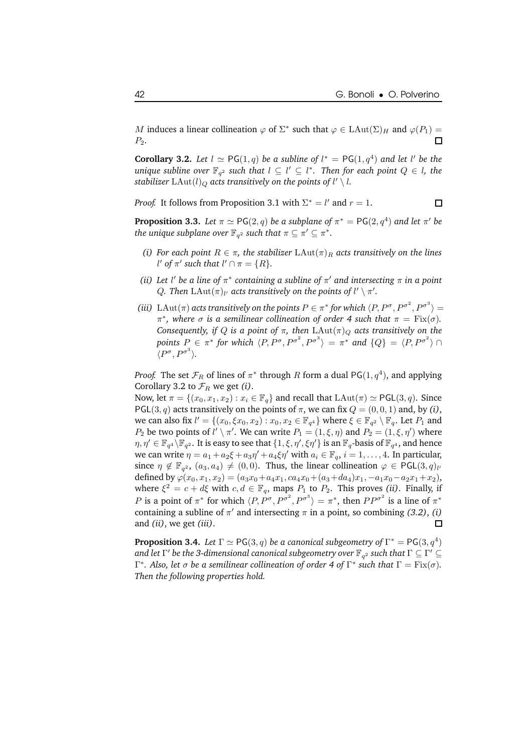$M$ induces a linear collineation $\varphi$ of $\Sigma^*$ such that $\varphi \in \mathrm{LAut}(\Sigma)_H$ and $\varphi(P_1) = P_2$. □

**Corollary 3.2.** *Let $l \simeq \mathsf{PG}(1,q)$ be a subline of $l^* = \mathsf{PG}(1,q^4)$ and let $l'$ be the unique subline over $\mathbb{F}_{q^2}$ such that $l \subseteq l' \subseteq l^*$. Then for each point $Q \in l$, the stabilizer $\mathrm{LAut}(l)_Q$ acts transitively on the points of $l' \setminus l$.*

*Proof.* It follows from Proposition 3.1 with $\Sigma^* = l'$ and $r = 1$. □

**Proposition 3.3.** *Let $\pi \simeq \mathsf{PG}(2,q)$ be a subplane of $\pi^* = \mathsf{PG}(2,q^4)$ and let $\pi'$ be the unique subplane over $\mathbb{F}_{q^2}$ such that $\pi \subseteq \pi' \subseteq \pi^*$.*

- *(i) For each point $R \in \pi$, the stabilizer $\mathrm{LAut}(\pi)_R$ acts transitively on the lines $l'$ of $\pi'$ such that $l' \cap \pi = \{R\}$.*
- *(ii) Let $l'$ be a line of $\pi^*$ containing a subline of $\pi'$ and intersecting $\pi$ in a point $Q$. Then $\mathrm{LAut}(\pi)_{l'}$ acts transitively on the points of $l' \setminus \pi'$.*
- *(iii) $\mathrm{LAut}(\pi)$ acts transitively on the points $P \in \pi^*$ for which $\langle P, P^\sigma, P^{\sigma^2}, P^{\sigma^3}\rangle = \pi^*$, where $\sigma$ is a semilinear collineation of order 4 such that $\pi = \mathrm{Fix}(\sigma)$. Consequently, if $Q$ is a point of $\pi$, then $\mathrm{LAut}(\pi)_Q$ acts transitively on the points $P \in \pi^*$ for which $\langle P, P^\sigma, P^{\sigma^2}, P^{\sigma^3}\rangle = \pi^*$ and $\{Q\} = \langle P, P^{\sigma^2}\rangle \cap \langle P^\sigma, P^{\sigma^3}\rangle$.*

*Proof.* The set $\mathcal{F}_R$ of lines of $\pi^*$ through $R$ form a dual $\mathsf{PG}(1,q^4)$, and applying Corollary 3.2 to $\mathcal{F}_R$ we get *(i)*.
Now, let $\pi = \{(x_0,x_1,x_2) : x_i \in \mathbb{F}_q\}$ and recall that $\mathrm{LAut}(\pi) \simeq \mathsf{PGL}(3,q)$. Since $\mathsf{PGL}(3,q)$ acts transitively on the points of $\pi$, we can fix $Q = (0,0,1)$ and, by *(i)*, we can also fix $l' = \{(x_0, \xi x_0, x_2) : x_0, x_2 \in \mathbb{F}_{q^4}\}$ where $\xi \in \mathbb{F}_{q^2} \setminus \mathbb{F}_q$. Let $P_1$ and $P_2$ be two points of $l' \setminus \pi'$. We can write $P_1 = (1, \xi, \eta)$ and $P_2 = (1, \xi, \eta')$ where $\eta, \eta' \in \mathbb{F}_{q^4} \setminus \mathbb{F}_{q^2}$. It is easy to see that $\{1, \xi, \eta', \xi\eta'\}$ is an $\mathbb{F}_q$-basis of $\mathbb{F}_{q^4}$, and hence we can write $\eta = a_1 + a_2\xi + a_3\eta' + a_4\xi\eta'$ with $a_i \in \mathbb{F}_q$, $i = 1, \ldots, 4$. In particular, since $\eta \notin \mathbb{F}_{q^2}$, $(a_3, a_4) \neq (0,0)$. Thus, the linear collineation $\varphi \in \mathsf{PGL}(3,q)_{l'}$ defined by $\varphi(x_0,x_1,x_2) = (a_3x_0 + a_4x_1, ca_4x_0 + (a_3 + da_4)x_1, -a_1x_0 - a_2x_1 + x_2)$, where $\xi^2 = c + d\xi$ with $c, d \in \mathbb{F}_q$, maps $P_1$ to $P_2$. This proves *(ii)*. Finally, if $P$ is a point of $\pi^*$ for which $\langle P, P^\sigma, P^{\sigma^2}, P^{\sigma^3}\rangle = \pi^*$, then $PP^{\sigma^2}$ is a line of $\pi^*$ containing a subline of $\pi'$ and intersecting $\pi$ in a point, so combining *(3.2)*, *(i)* and *(ii)*, we get *(iii)*. □

**Proposition 3.4.** *Let $\Gamma \simeq \mathsf{PG}(3,q)$ be a canonical subgeometry of $\Gamma^* = \mathsf{PG}(3,q^4)$ and let $\Gamma'$ be the 3-dimensional canonical subgeometry over $\mathbb{F}_{q^2}$ such that $\Gamma \subseteq \Gamma' \subseteq \Gamma^*$. Also, let $\sigma$ be a semilinear collineation of order 4 of $\Gamma^*$ such that $\Gamma = \mathrm{Fix}(\sigma)$. Then the following properties hold.*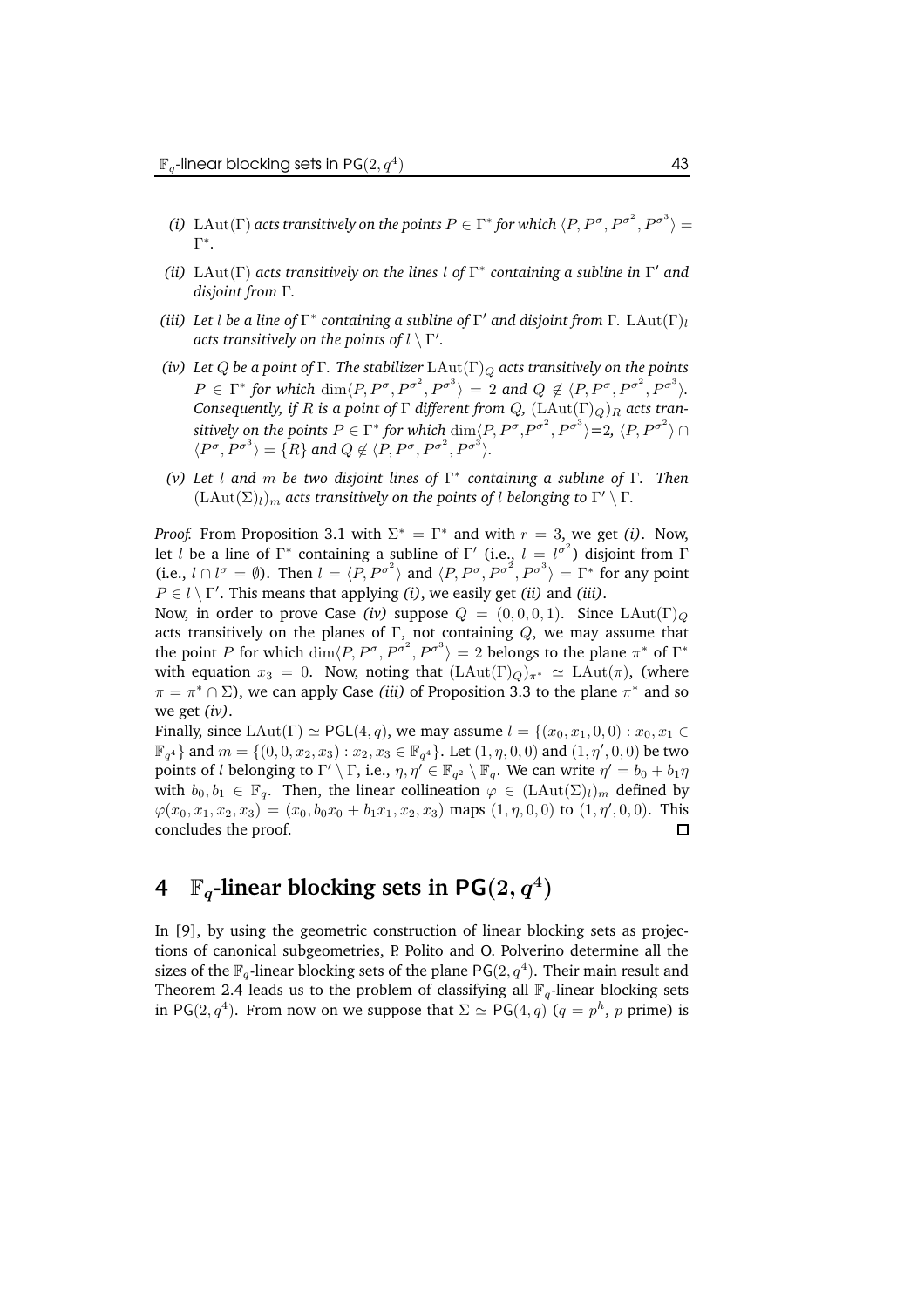*(i)* $\mathrm{LAut}(\Gamma)$ *acts transitively on the points* $P \in \Gamma^*$ *for which* $\langle P, P^\sigma, P^{\sigma^2}, P^{\sigma^3}\rangle = \Gamma^*$.

*(ii)* $\mathrm{LAut}(\Gamma)$ *acts transitively on the lines* $l$ *of* $\Gamma^*$ *containing a subline in* $\Gamma'$ *and disjoint from* $\Gamma$.

*(iii) Let* $l$ *be a line of* $\Gamma^*$ *containing a subline of* $\Gamma'$ *and disjoint from* $\Gamma$. $\mathrm{LAut}(\Gamma)_l$ *acts transitively on the points of* $l \setminus \Gamma'$.

*(iv) Let* $Q$ *be a point of* $\Gamma$. *The stabilizer* $\mathrm{LAut}(\Gamma)_Q$ *acts transitively on the points* $P \in \Gamma^*$ *for which* $\dim\langle P, P^\sigma, P^{\sigma^2}, P^{\sigma^3}\rangle = 2$ *and* $Q \notin \langle P, P^\sigma, P^{\sigma^2}, P^{\sigma^3}\rangle$. *Consequently, if* $R$ *is a point of* $\Gamma$ *different from* $Q$, $(\mathrm{LAut}(\Gamma)_Q)_R$ *acts transitively on the points* $P \in \Gamma^*$ *for which* $\dim\langle P, P^\sigma, P^{\sigma^2}, P^{\sigma^3}\rangle = 2$, $\langle P, P^{\sigma^2}\rangle \cap \langle P^\sigma, P^{\sigma^3}\rangle = \{R\}$ *and* $Q \notin \langle P, P^\sigma, P^{\sigma^2}, P^{\sigma^3}\rangle$.

*(v) Let* $l$ *and* $m$ *be two disjoint lines of* $\Gamma^*$ *containing a subline of* $\Gamma$. *Then* $(\mathrm{LAut}(\Sigma)_l)_m$ *acts transitively on the points of* $l$ *belonging to* $\Gamma' \setminus \Gamma$.

*Proof.* From Proposition 3.1 with $\Sigma^* = \Gamma^*$ and with $r = 3$, we get *(i)*. Now, let $l$ be a line of $\Gamma^*$ containing a subline of $\Gamma'$ (i.e., $l = l^{\sigma^2}$) disjoint from $\Gamma$ (i.e., $l \cap l^\sigma = \emptyset$). Then $l = \langle P, P^{\sigma^2}\rangle$ and $\langle P, P^\sigma, P^{\sigma^2}, P^{\sigma^3}\rangle = \Gamma^*$ for any point $P \in l \setminus \Gamma'$. This means that applying *(i)*, we easily get *(ii)* and *(iii)*.

Now, in order to prove Case *(iv)* suppose $Q = (0, 0, 0, 1)$. Since $\mathrm{LAut}(\Gamma)_Q$ acts transitively on the planes of $\Gamma$, not containing $Q$, we may assume that the point $P$ for which $\dim\langle P, P^\sigma, P^{\sigma^2}, P^{\sigma^3}\rangle = 2$ belongs to the plane $\pi^*$ of $\Gamma^*$ with equation $x_3 = 0$. Now, noting that $(\mathrm{LAut}(\Gamma)_Q)_{\pi^*} \simeq \mathrm{LAut}(\pi)$, (where $\pi = \pi^* \cap \Sigma$), we can apply Case *(iii)* of Proposition 3.3 to the plane $\pi^*$ and so we get *(iv)*.

Finally, since $\mathrm{LAut}(\Gamma) \simeq \mathsf{PGL}(4, q)$, we may assume $l = \{(x_0, x_1, 0, 0) : x_0, x_1 \in \mathbb{F}_{q^4}\}$ and $m = \{(0, 0, x_2, x_3) : x_2, x_3 \in \mathbb{F}_{q^4}\}$. Let $(1, \eta, 0, 0)$ and $(1, \eta', 0, 0)$ be two points of $l$ belonging to $\Gamma' \setminus \Gamma$, i.e., $\eta, \eta' \in \mathbb{F}_{q^2} \setminus \mathbb{F}_q$. We can write $\eta' = b_0 + b_1\eta$ with $b_0, b_1 \in \mathbb{F}_q$. Then, the linear collineation $\varphi \in (\mathrm{LAut}(\Sigma)_l)_m$ defined by $\varphi(x_0, x_1, x_2, x_3) = (x_0, b_0x_0 + b_1x_1, x_2, x_3)$ maps $(1, \eta, 0, 0)$ to $(1, \eta', 0, 0)$. This concludes the proof. □

## 4 $\mathbb{F}_q$-linear blocking sets in $\mathsf{PG}(2, q^4)$

In [9], by using the geometric construction of linear blocking sets as projections of canonical subgeometries, P. Polito and O. Polverino determine all the sizes of the $\mathbb{F}_q$-linear blocking sets of the plane $\mathsf{PG}(2, q^4)$. Their main result and Theorem 2.4 leads us to the problem of classifying all $\mathbb{F}_q$-linear blocking sets in $\mathsf{PG}(2, q^4)$. From now on we suppose that $\Sigma \simeq \mathsf{PG}(4, q)$ ($q = p^h$, $p$ prime) is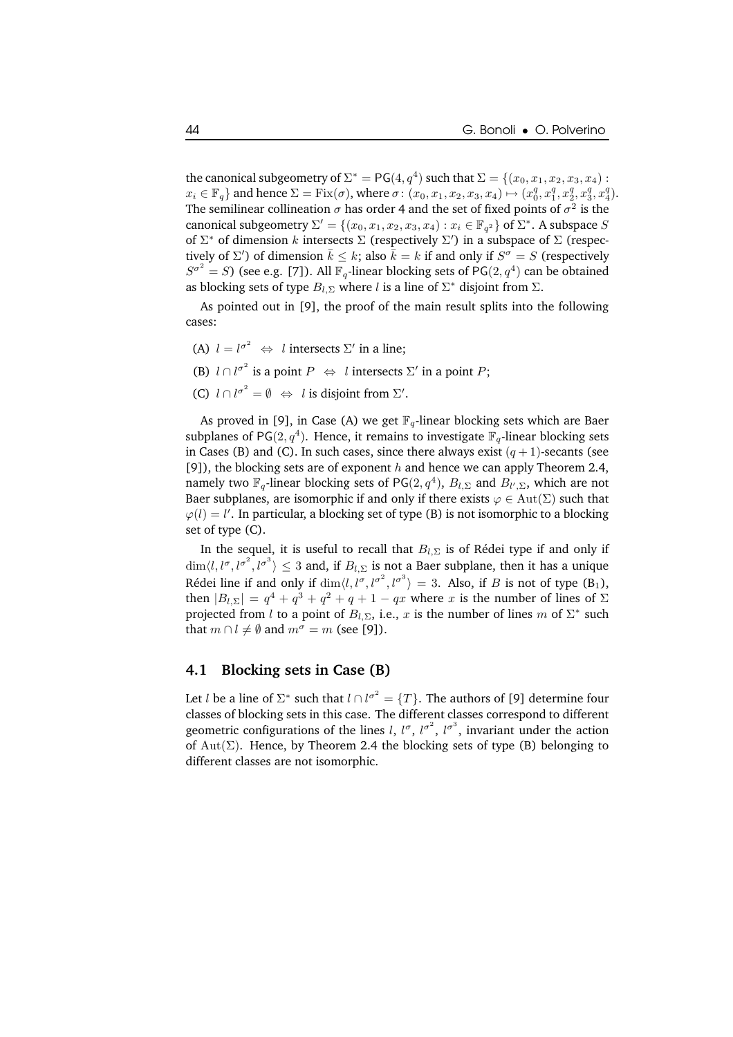the canonical subgeometry of $\Sigma^* = \mathsf{PG}(4, q^4)$ such that $\Sigma = \{(x_0, x_1, x_2, x_3, x_4) : x_i \in \mathbb{F}_q\}$ and hence $\Sigma = \mathrm{Fix}(\sigma)$, where $\sigma\colon (x_0, x_1, x_2, x_3, x_4) \mapsto (x_0^q, x_1^q, x_2^q, x_3^q, x_4^q)$. The semilinear collineation $\sigma$ has order 4 and the set of fixed points of $\sigma^2$ is the canonical subgeometry $\Sigma' = \{(x_0, x_1, x_2, x_3, x_4) : x_i \in \mathbb{F}_{q^2}\}$ of $\Sigma^*$. A subspace $S$ of $\Sigma^*$ of dimension $k$ intersects $\Sigma$ (respectively $\Sigma'$) in a subspace of $\Sigma$ (respectively of $\Sigma'$) of dimension $\bar{k} \leq k$; also $\bar{k} = k$ if and only if $S^\sigma = S$ (respectively $S^{\sigma^2} = S$) (see e.g. [7]). All $\mathbb{F}_q$-linear blocking sets of $\mathsf{PG}(2, q^4)$ can be obtained as blocking sets of type $B_{l,\Sigma}$ where $l$ is a line of $\Sigma^*$ disjoint from $\Sigma$.

As pointed out in [9], the proof of the main result splits into the following cases:

- (A) $l = l^{\sigma^2} \;\Leftrightarrow\; l$ intersects $\Sigma'$ in a line;
- (B) $l \cap l^{\sigma^2}$ is a point $P \;\Leftrightarrow\; l$ intersects $\Sigma'$ in a point $P$;
- (C) $l \cap l^{\sigma^2} = \emptyset \;\Leftrightarrow\; l$ is disjoint from $\Sigma'$.

As proved in [9], in Case (A) we get $\mathbb{F}_q$-linear blocking sets which are Baer subplanes of $\mathsf{PG}(2, q^4)$. Hence, it remains to investigate $\mathbb{F}_q$-linear blocking sets in Cases (B) and (C). In such cases, since there always exist $(q+1)$-secants (see [9]), the blocking sets are of exponent $h$ and hence we can apply Theorem 2.4, namely two $\mathbb{F}_q$-linear blocking sets of $\mathsf{PG}(2, q^4)$, $B_{l,\Sigma}$ and $B_{l',\Sigma}$, which are not Baer subplanes, are isomorphic if and only if there exists $\varphi \in \mathrm{Aut}(\Sigma)$ such that $\varphi(l) = l'$. In particular, a blocking set of type (B) is not isomorphic to a blocking set of type (C).

In the sequel, it is useful to recall that $B_{l,\Sigma}$ is of Rédei type if and only if $\dim\langle l, l^\sigma, l^{\sigma^2}, l^{\sigma^3}\rangle \leq 3$ and, if $B_{l,\Sigma}$ is not a Baer subplane, then it has a unique Rédei line if and only if $\dim\langle l, l^\sigma, l^{\sigma^2}, l^{\sigma^3}\rangle = 3$. Also, if $B$ is not of type ($\mathrm{B}_1$), then $|B_{l,\Sigma}| = q^4 + q^3 + q^2 + q + 1 - qx$ where $x$ is the number of lines of $\Sigma$ projected from $l$ to a point of $B_{l,\Sigma}$, i.e., $x$ is the number of lines $m$ of $\Sigma^*$ such that $m \cap l \neq \emptyset$ and $m^\sigma = m$ (see [9]).

### 4.1 Blocking sets in Case (B)

Let $l$ be a line of $\Sigma^*$ such that $l \cap l^{\sigma^2} = \{T\}$. The authors of [9] determine four classes of blocking sets in this case. The different classes correspond to different geometric configurations of the lines $l$, $l^\sigma$, $l^{\sigma^2}$, $l^{\sigma^3}$, invariant under the action of $\mathrm{Aut}(\Sigma)$. Hence, by Theorem 2.4 the blocking sets of type (B) belonging to different classes are not isomorphic.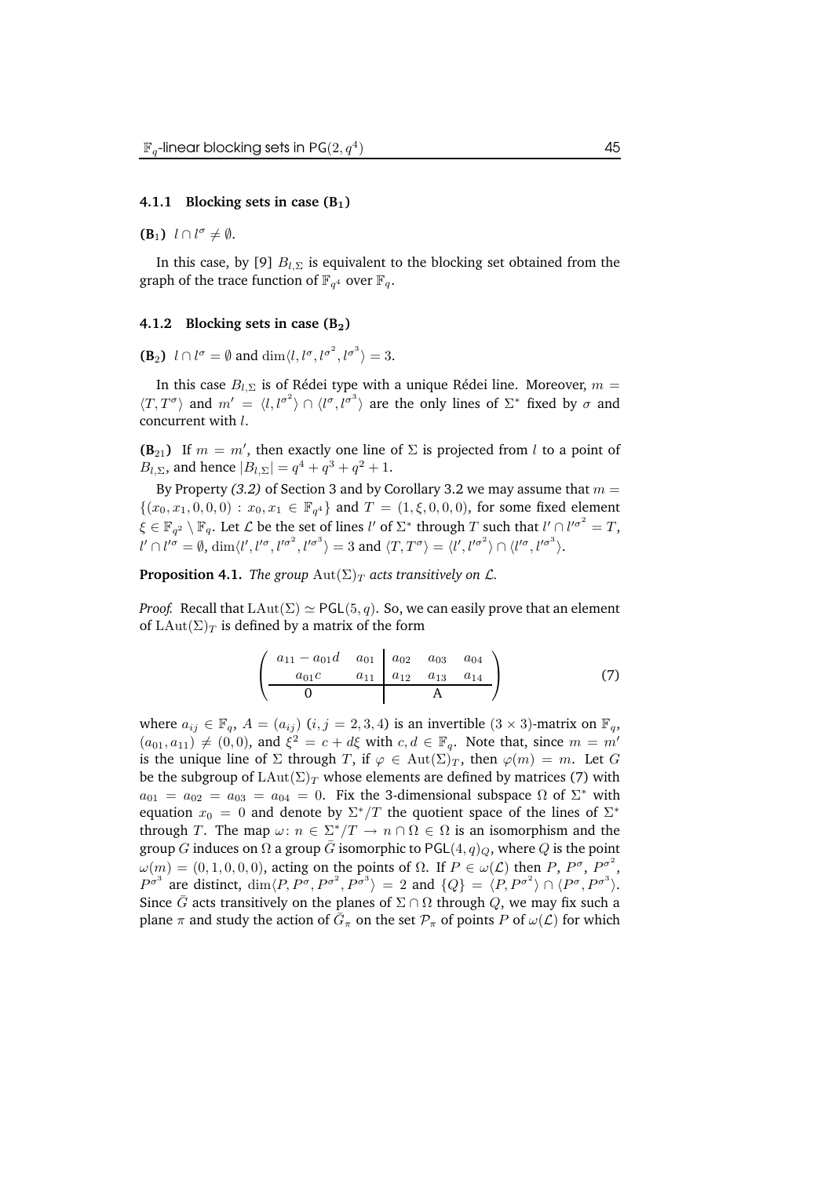### 4.1.1 Blocking sets in case ($\mathbf{B}_1$)

**($\mathbf{B}_1$)** $l \cap l^\sigma \neq \emptyset$.

In this case, by [9] $B_{l,\Sigma}$ is equivalent to the blocking set obtained from the graph of the trace function of $\mathbb{F}_{q^4}$ over $\mathbb{F}_q$.

### 4.1.2 Blocking sets in case ($\mathbf{B_2}$)

**($\mathbf{B}_2$)** $l \cap l^\sigma = \emptyset$ and $\dim\langle l, l^\sigma, l^{\sigma^2}, l^{\sigma^3}\rangle = 3$.

In this case $B_{l,\Sigma}$ is of Rédei type with a unique Rédei line. Moreover, $m = \langle T, T^\sigma\rangle$ and $m' = \langle l, l^{\sigma^2}\rangle \cap \langle l^\sigma, l^{\sigma^3}\rangle$ are the only lines of $\Sigma^*$ fixed by $\sigma$ and concurrent with $l$.

**($\mathbf{B}_{21}$)** If $m = m'$, then exactly one line of $\Sigma$ is projected from $l$ to a point of $B_{l,\Sigma}$, and hence $|B_{l,\Sigma}| = q^4 + q^3 + q^2 + 1$.

By Property *(3.2)* of Section 3 and by Corollary 3.2 we may assume that $m = \{(x_0, x_1, 0, 0, 0) : x_0, x_1 \in \mathbb{F}_{q^4}\}$ and $T = (1, \xi, 0, 0, 0)$, for some fixed element $\xi \in \mathbb{F}_{q^2} \setminus \mathbb{F}_q$. Let $\mathcal{L}$ be the set of lines $l'$ of $\Sigma^*$ through $T$ such that $l' \cap l'^{\sigma^2} = T$, $l' \cap l'^\sigma = \emptyset$, $\dim\langle l', l'^\sigma, l'^{\sigma^2}, l'^{\sigma^3}\rangle = 3$ and $\langle T, T^\sigma\rangle = \langle l', l'^{\sigma^2}\rangle \cap \langle l'^\sigma, l'^{\sigma^3}\rangle$.

**Proposition 4.1.** *The group* $\mathrm{Aut}(\Sigma)_T$ *acts transitively on* $\mathcal{L}$.

*Proof.* Recall that $\mathrm{LAut}(\Sigma) \simeq \mathsf{PGL}(5, q)$. So, we can easily prove that an element of $\mathrm{LAut}(\Sigma)_T$ is defined by a matrix of the form

$$\left(\begin{array}{cc|ccc} a_{11} - a_{01}d & a_{01} & a_{02} & a_{03} & a_{04} \\ a_{01}c & a_{11} & a_{12} & a_{13} & a_{14} \\ \hline 0 & & & \mathrm{A} & \end{array}\right) \tag{7}$$

where $a_{ij} \in \mathbb{F}_q$, $A = (a_{ij})$ $(i, j = 2, 3, 4)$ is an invertible $(3 \times 3)$-matrix on $\mathbb{F}_q$, $(a_{01}, a_{11}) \neq (0, 0)$, and $\xi^2 = c + d\xi$ with $c, d \in \mathbb{F}_q$. Note that, since $m = m'$ is the unique line of $\Sigma$ through $T$, if $\varphi \in \mathrm{Aut}(\Sigma)_T$, then $\varphi(m) = m$. Let $G$ be the subgroup of $\mathrm{LAut}(\Sigma)_T$ whose elements are defined by matrices (7) with $a_{01} = a_{02} = a_{03} = a_{04} = 0$. Fix the 3-dimensional subspace $\Omega$ of $\Sigma^*$ with equation $x_0 = 0$ and denote by $\Sigma^*/T$ the quotient space of the lines of $\Sigma^*$ through $T$. The map $\omega \colon n \in \Sigma^*/T \to n \cap \Omega \in \Omega$ is an isomorphism and the group $G$ induces on $\Omega$ a group $\bar{G}$ isomorphic to $\mathsf{PGL}(4, q)_Q$, where $Q$ is the point $\omega(m) = (0, 1, 0, 0, 0)$, acting on the points of $\Omega$. If $P \in \omega(\mathcal{L})$ then $P$, $P^\sigma$, $P^{\sigma^2}$, $P^{\sigma^3}$ are distinct, $\dim\langle P, P^\sigma, P^{\sigma^2}, P^{\sigma^3}\rangle = 2$ and $\{Q\} = \langle P, P^{\sigma^2}\rangle \cap \langle P^\sigma, P^{\sigma^3}\rangle$. Since $\bar{G}$ acts transitively on the planes of $\Sigma \cap \Omega$ through $Q$, we may fix such a plane $\pi$ and study the action of $\bar{G}_\pi$ on the set $\mathcal{P}_\pi$ of points $P$ of $\omega(\mathcal{L})$ for which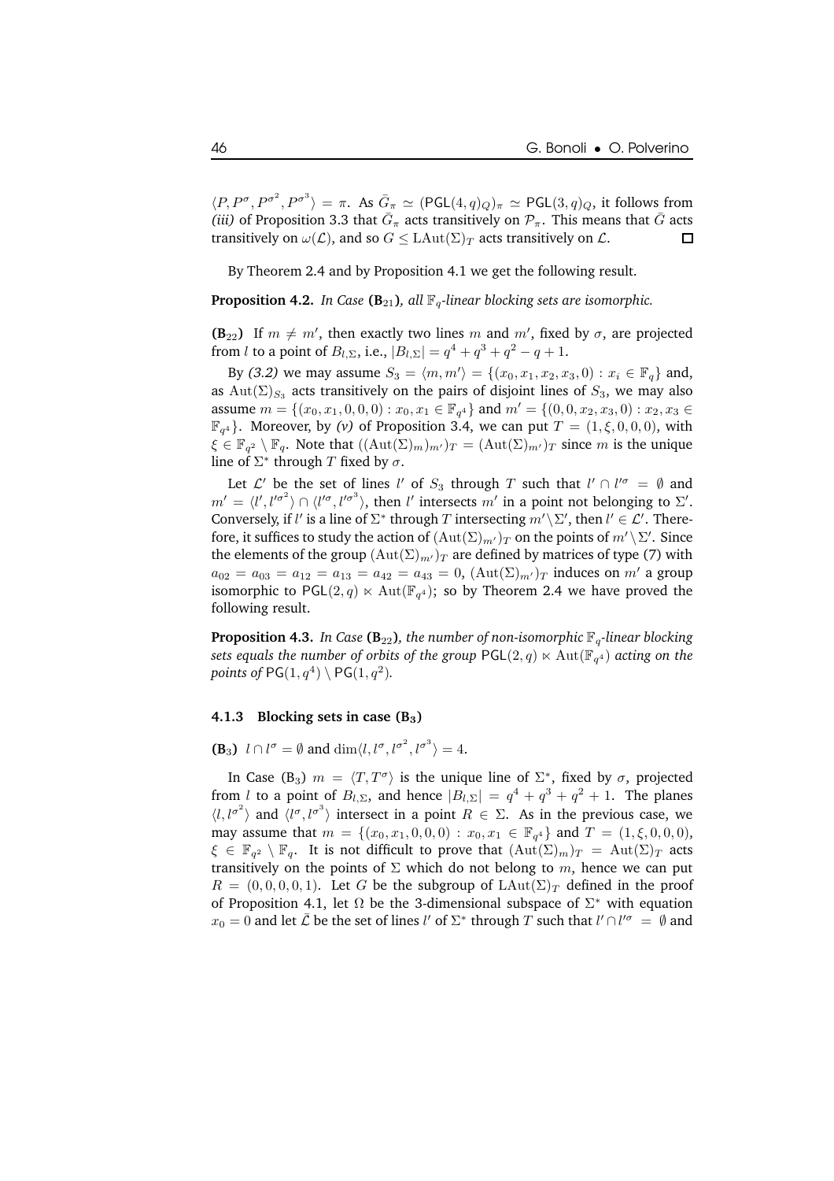$\langle P, P^{\sigma}, P^{\sigma^2}, P^{\sigma^3}\rangle = \pi$. As $\bar{G}_\pi \simeq (\mathsf{PGL}(4,q)_Q)_\pi \simeq \mathsf{PGL}(3,q)_Q$, it follows from *(iii)* of Proposition 3.3 that $\bar{G}_\pi$ acts transitively on $\mathcal{P}_\pi$. This means that $\bar{G}$ acts transitively on $\omega(\mathcal{L})$, and so $G \leq \mathrm{LAut}(\Sigma)_T$ acts transitively on $\mathcal{L}$. □

By Theorem 2.4 and by Proposition 4.1 we get the following result.

**Proposition 4.2.** *In Case* **(B**$_{21}$**)***, all* $\mathbb{F}_q$*-linear blocking sets are isomorphic.*

**(B**$_{22}$**)** If $m \neq m'$, then exactly two lines $m$ and $m'$, fixed by $\sigma$, are projected from $l$ to a point of $B_{l,\Sigma}$, i.e., $|B_{l,\Sigma}| = q^4 + q^3 + q^2 - q + 1$.

By *(3.2)* we may assume $S_3 = \langle m, m'\rangle = \{(x_0, x_1, x_2, x_3, 0) : x_i \in \mathbb{F}_q\}$ and, as $\mathrm{Aut}(\Sigma)_{S_3}$ acts transitively on the pairs of disjoint lines of $S_3$, we may also assume $m = \{(x_0, x_1, 0, 0, 0) : x_0, x_1 \in \mathbb{F}_{q^4}\}$ and $m' = \{(0, 0, x_2, x_3, 0) : x_2, x_3 \in \mathbb{F}_{q^4}\}$. Moreover, by *(v)* of Proposition 3.4, we can put $T = (1, \xi, 0, 0, 0)$, with $\xi \in \mathbb{F}_{q^2} \setminus \mathbb{F}_q$. Note that $((\mathrm{Aut}(\Sigma)_m)_{m'})_T = (\mathrm{Aut}(\Sigma)_{m'})_T$ since $m$ is the unique line of $\Sigma^*$ through $T$ fixed by $\sigma$.

Let $\mathcal{L}'$ be the set of lines $l'$ of $S_3$ through $T$ such that $l' \cap l'^{\sigma} = \emptyset$ and $m' = \langle l', l'^{\sigma^2}\rangle \cap \langle l'^{\sigma}, l'^{\sigma^3}\rangle$, then $l'$ intersects $m'$ in a point not belonging to $\Sigma'$. Conversely, if $l'$ is a line of $\Sigma^*$ through $T$ intersecting $m' \setminus \Sigma'$, then $l' \in \mathcal{L}'$. Therefore, it suffices to study the action of $(\mathrm{Aut}(\Sigma)_{m'})_T$ on the points of $m' \setminus \Sigma'$. Since the elements of the group $(\mathrm{Aut}(\Sigma)_{m'})_T$ are defined by matrices of type (7) with $a_{02} = a_{03} = a_{12} = a_{13} = a_{42} = a_{43} = 0$, $(\mathrm{Aut}(\Sigma)_{m'})_T$ induces on $m'$ a group isomorphic to $\mathsf{PGL}(2,q) \ltimes \mathrm{Aut}(\mathbb{F}_{q^4})$; so by Theorem 2.4 we have proved the following result.

**Proposition 4.3.** *In Case* **(B**$_{22}$**)***, the number of non-isomorphic* $\mathbb{F}_q$*-linear blocking sets equals the number of orbits of the group* $\mathsf{PGL}(2,q) \ltimes \mathrm{Aut}(\mathbb{F}_{q^4})$ *acting on the points of* $\mathsf{PG}(1,q^4) \setminus \mathsf{PG}(1,q^2)$.

### 4.1.3 Blocking sets in case (B$_3$)

**(B**$_3$**)** $l \cap l^{\sigma} = \emptyset$ and $\dim\langle l, l^{\sigma}, l^{\sigma^2}, l^{\sigma^3}\rangle = 4$.

In Case (B$_3$) $m = \langle T, T^{\sigma}\rangle$ is the unique line of $\Sigma^*$, fixed by $\sigma$, projected from $l$ to a point of $B_{l,\Sigma}$, and hence $|B_{l,\Sigma}| = q^4 + q^3 + q^2 + 1$. The planes $\langle l, l^{\sigma^2}\rangle$ and $\langle l^{\sigma}, l^{\sigma^3}\rangle$ intersect in a point $R \in \Sigma$. As in the previous case, we may assume that $m = \{(x_0, x_1, 0, 0, 0) : x_0, x_1 \in \mathbb{F}_{q^4}\}$ and $T = (1, \xi, 0, 0, 0)$, $\xi \in \mathbb{F}_{q^2} \setminus \mathbb{F}_q$. It is not difficult to prove that $(\mathrm{Aut}(\Sigma)_m)_T = \mathrm{Aut}(\Sigma)_T$ acts transitively on the points of $\Sigma$ which do not belong to $m$, hence we can put $R = (0, 0, 0, 0, 1)$. Let $G$ be the subgroup of $\mathrm{LAut}(\Sigma)_T$ defined in the proof of Proposition 4.1, let $\Omega$ be the 3-dimensional subspace of $\Sigma^*$ with equation $x_0 = 0$ and let $\bar{\mathcal{L}}$ be the set of lines $l'$ of $\Sigma^*$ through $T$ such that $l' \cap l'^{\sigma} = \emptyset$ and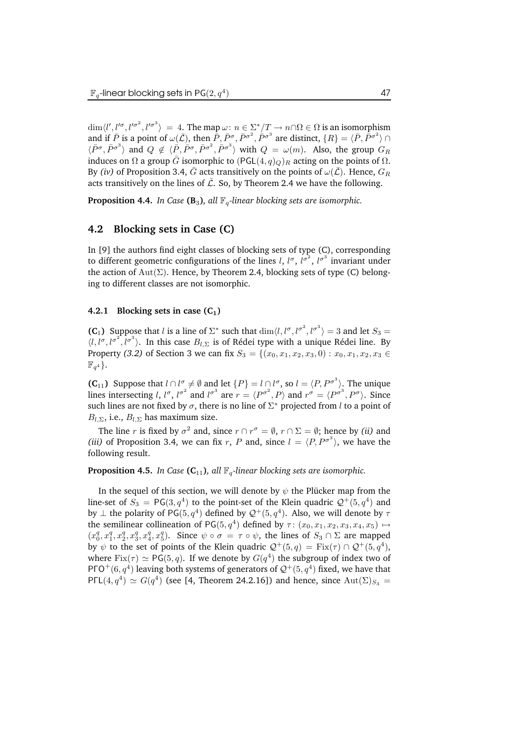$\dim\langle l', l'^{\sigma}, l'^{\sigma^2}, l'^{\sigma^3}\rangle = 4$. The map $\omega\colon n \in \Sigma^*/T \to n \cap \Omega \in \Omega$ is an isomorphism and if $\bar{P}$ is a point of $\omega(\bar{\mathcal{L}})$, then $\bar{P}, \bar{P}^{\sigma}, \bar{P}^{\sigma^2}, \bar{P}^{\sigma^3}$ are distinct, $\{R\} = \langle \bar{P}, \bar{P}^{\sigma^2}\rangle \cap \langle \bar{P}^{\sigma}, \bar{P}^{\sigma^3}\rangle$ and $Q \notin \langle \bar{P}, \bar{P}^{\sigma}, \bar{P}^{\sigma^2}, \bar{P}^{\sigma^3}\rangle$ with $Q = \omega(m)$. Also, the group $G_R$ induces on $\Omega$ a group $\bar{G}$ isomorphic to $(\mathsf{PGL}(4,q)_Q)_R$ acting on the points of $\Omega$. By *(iv)* of Proposition 3.4, $\bar{G}$ acts transitively on the points of $\omega(\bar{\mathcal{L}})$. Hence, $G_R$ acts transitively on the lines of $\bar{\mathcal{L}}$. So, by Theorem 2.4 we have the following.

**Proposition 4.4.** *In Case* **(B$_3$)***, all $\mathbb{F}_q$-linear blocking sets are isomorphic.*

## 4.2 Blocking sets in Case (C)

In [9] the authors find eight classes of blocking sets of type (C), corresponding to different geometric configurations of the lines $l$, $l^{\sigma}$, $l^{\sigma^2}$, $l^{\sigma^3}$ invariant under the action of $\mathrm{Aut}(\Sigma)$. Hence, by Theorem 2.4, blocking sets of type (C) belonging to different classes are not isomorphic.

### 4.2.1 Blocking sets in case (C$_1$)

**(C$_1$)** Suppose that $l$ is a line of $\Sigma^*$ such that $\dim\langle l, l^{\sigma}, l^{\sigma^2}, l^{\sigma^3}\rangle = 3$ and let $S_3 = \langle l, l^{\sigma}, l^{\sigma^2}, l^{\sigma^3}\rangle$. In this case $B_{l,\Sigma}$ is of Rédei type with a unique Rédei line. By Property *(3.2)* of Section 3 we can fix $S_3 = \{(x_0, x_1, x_2, x_3, 0) : x_0, x_1, x_2, x_3 \in \mathbb{F}_{q^4}\}$.

**(C$_{11}$)** Suppose that $l \cap l^{\sigma} \neq \emptyset$ and let $\{P\} = l \cap l^{\sigma}$, so $l = \langle P, P^{\sigma^3}\rangle$. The unique lines intersecting $l$, $l^{\sigma}$, $l^{\sigma^2}$ and $l^{\sigma^3}$ are $r = \langle P^{\sigma^2}, P\rangle$ and $r^{\sigma} = \langle P^{\sigma^3}, P^{\sigma}\rangle$. Since such lines are not fixed by $\sigma$, there is no line of $\Sigma^*$ projected from $l$ to a point of $B_{l,\Sigma}$, i.e., $B_{l,\Sigma}$ has maximum size.

The line $r$ is fixed by $\sigma^2$ and, since $r \cap r^{\sigma} = \emptyset$, $r \cap \Sigma = \emptyset$; hence by *(ii)* and *(iii)* of Proposition 3.4, we can fix $r$, $P$ and, since $l = \langle P, P^{\sigma^3}\rangle$, we have the following result.

**Proposition 4.5.** *In Case* **(C$_{11}$)***, all $\mathbb{F}_q$-linear blocking sets are isomorphic.*

In the sequel of this section, we will denote by $\psi$ the Plücker map from the line-set of $S_3 = \mathsf{PG}(3,q^4)$ to the point-set of the Klein quadric $\mathcal{Q}^+(5,q^4)$ and by $\perp$ the polarity of $\mathsf{PG}(5,q^4)$ defined by $\mathcal{Q}^+(5,q^4)$. Also, we will denote by $\tau$ the semilinear collineation of $\mathsf{PG}(5,q^4)$ defined by $\tau\colon (x_0,x_1,x_2,x_3,x_4,x_5) \mapsto (x_0^q, x_1^q, x_2^q, x_3^q, x_4^q, x_5^q)$. Since $\psi \circ \sigma = \tau \circ \psi$, the lines of $S_3 \cap \Sigma$ are mapped by $\psi$ to the set of points of the Klein quadric $\mathcal{Q}^+(5,q) = \mathrm{Fix}(\tau) \cap \mathcal{Q}^+(5,q^4)$, where $\mathrm{Fix}(\tau) \simeq \mathsf{PG}(5,q)$. If we denote by $G(q^4)$ the subgroup of index two of $\mathsf{P\Gamma O}^+(6,q^4)$ leaving both systems of generators of $\mathcal{Q}^+(5,q^4)$ fixed, we have that $\mathsf{P\Gamma L}(4,q^4) \simeq G(q^4)$ (see [4, Theorem 24.2.16]) and hence, since $\mathrm{Aut}(\Sigma)_{S_3} =$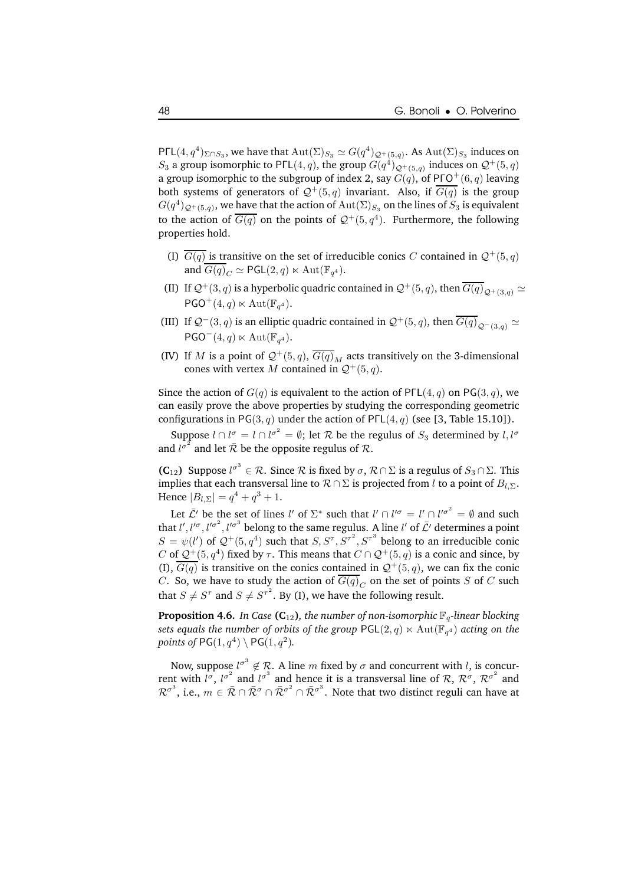$\mathsf{P\Gamma L}(4, q^4)_{\Sigma \cap S_3}$, we have that $\mathrm{Aut}(\Sigma)_{S_3} \simeq G(q^4)_{\mathcal{Q}^+(5,q)}$. As $\mathrm{Aut}(\Sigma)_{S_3}$ induces on $S_3$ a group isomorphic to $\mathsf{P\Gamma L}(4, q)$, the group $G(q^4)_{\mathcal{Q}^+(5,q)}$ induces on $\mathcal{Q}^+(5, q)$ a group isomorphic to the subgroup of index 2, say $G(q)$, of $\mathsf{P\Gamma O}^+(6, q)$ leaving both systems of generators of $\mathcal{Q}^+(5, q)$ invariant. Also, if $\overline{G(q)}$ is the group $G(q^4)_{\mathcal{Q}^+(5,q)}$, we have that the action of $\mathrm{Aut}(\Sigma)_{S_3}$ on the lines of $S_3$ is equivalent to the action of $\overline{G(q)}$ on the points of $\mathcal{Q}^+(5, q^4)$. Furthermore, the following properties hold.

- (I) $\overline{G(q)}$ is transitive on the set of irreducible conics $C$ contained in $\mathcal{Q}^+(5, q)$ and $\overline{G(q)}_C \simeq \mathsf{PGL}(2, q) \ltimes \mathrm{Aut}(\mathbb{F}_{q^4})$.
- (II) If $\mathcal{Q}^+(3, q)$ is a hyperbolic quadric contained in $\mathcal{Q}^+(5, q)$, then $\overline{G(q)}_{\mathcal{Q}^+(3,q)} \simeq \mathsf{PGO}^+(4, q) \ltimes \mathrm{Aut}(\mathbb{F}_{q^4})$.
- (III) If $\mathcal{Q}^-(3, q)$ is an elliptic quadric contained in $\mathcal{Q}^+(5, q)$, then $\overline{G(q)}_{\mathcal{Q}^-(3,q)} \simeq \mathsf{PGO}^-(4, q) \ltimes \mathrm{Aut}(\mathbb{F}_{q^4})$.
- (IV) If $M$ is a point of $\mathcal{Q}^+(5, q)$, $\overline{G(q)}_M$ acts transitively on the 3-dimensional cones with vertex $M$ contained in $\mathcal{Q}^+(5, q)$.

Since the action of $G(q)$ is equivalent to the action of $\mathsf{P\Gamma L}(4, q)$ on $\mathsf{PG}(3, q)$, we can easily prove the above properties by studying the corresponding geometric configurations in $\mathsf{PG}(3, q)$ under the action of $\mathsf{P\Gamma L}(4, q)$ (see [3, Table 15.10]).

Suppose $l \cap l^\sigma = l \cap l^{\sigma^2} = \emptyset$; let $\mathcal{R}$ be the regulus of $S_3$ determined by $l, l^\sigma$ and $l^{\sigma^2}$ and let $\bar{\mathcal{R}}$ be the opposite regulus of $\mathcal{R}$.

**($\mathbf{C}_{12}$)** Suppose $l^{\sigma^3} \in \mathcal{R}$. Since $\mathcal{R}$ is fixed by $\sigma$, $\mathcal{R} \cap \Sigma$ is a regulus of $S_3 \cap \Sigma$. This implies that each transversal line to $\mathcal{R} \cap \Sigma$ is projected from $l$ to a point of $B_{l,\Sigma}$. Hence $|B_{l,\Sigma}| = q^4 + q^3 + 1$.

Let $\bar{\mathcal{L}}'$ be the set of lines $l'$ of $\Sigma^*$ such that $l' \cap l'^\sigma = l' \cap l'^{\sigma^2} = \emptyset$ and such that $l', l'^\sigma, l'^{\sigma^2}, l'^{\sigma^3}$ belong to the same regulus. A line $l'$ of $\bar{\mathcal{L}}'$ determines a point $S = \psi(l')$ of $\mathcal{Q}^+(5, q^4)$ such that $S, S^\tau, S^{\tau^2}, S^{\tau^3}$ belong to an irreducible conic $C$ of $\mathcal{Q}^+(5, q^4)$ fixed by $\tau$. This means that $C \cap \mathcal{Q}^+(5, q)$ is a conic and since, by (I), $\overline{G(q)}$ is transitive on the conics contained in $\mathcal{Q}^+(5, q)$, we can fix the conic $C$. So, we have to study the action of $\overline{G(q)}_C$ on the set of points $S$ of $C$ such that $S \neq S^\tau$ and $S \neq S^{\tau^2}$. By (I), we have the following result.

**Proposition 4.6.** *In Case ($\mathbf{C}_{12}$), the number of non-isomorphic $\mathbb{F}_q$-linear blocking sets equals the number of orbits of the group $\mathsf{PGL}(2, q) \ltimes \mathrm{Aut}(\mathbb{F}_{q^4})$ acting on the points of $\mathsf{PG}(1, q^4) \setminus \mathsf{PG}(1, q^2)$.*

Now, suppose $l^{\sigma^3} \notin \mathcal{R}$. A line $m$ fixed by $\sigma$ and concurrent with $l$, is concurrent with $l^\sigma$, $l^{\sigma^2}$ and $l^{\sigma^3}$ and hence it is a transversal line of $\mathcal{R}$, $\mathcal{R}^\sigma$, $\mathcal{R}^{\sigma^2}$ and $\mathcal{R}^{\sigma^3}$, i.e., $m \in \bar{\mathcal{R}} \cap \bar{\mathcal{R}}^\sigma \cap \bar{\mathcal{R}}^{\sigma^2} \cap \bar{\mathcal{R}}^{\sigma^3}$. Note that two distinct reguli can have at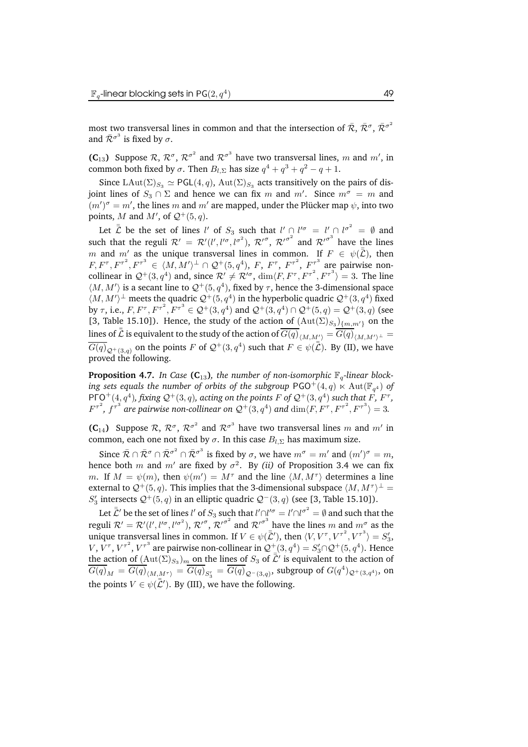most two transversal lines in common and that the intersection of $\bar{\mathcal{R}}$, $\bar{\mathcal{R}}^{\sigma}$, $\bar{\mathcal{R}}^{\sigma^2}$ and $\bar{\mathcal{R}}^{\sigma^3}$ is fixed by $\sigma$.

**(C$_{13}$)** Suppose $\mathcal{R}$, $\mathcal{R}^{\sigma}$, $\mathcal{R}^{\sigma^2}$ and $\mathcal{R}^{\sigma^3}$ have two transversal lines, $m$ and $m'$, in common both fixed by $\sigma$. Then $B_{l,\Sigma}$ has size $q^4+q^3+q^2-q+1$.

Since $\mathrm{LAut}(\Sigma)_{S_3} \simeq \mathsf{PGL}(4,q)$, $\mathrm{Aut}(\Sigma)_{S_3}$ acts transitively on the pairs of disjoint lines of $S_3 \cap \Sigma$ and hence we can fix $m$ and $m'$. Since $m^{\sigma} = m$ and $(m')^{\sigma} = m'$, the lines $m$ and $m'$ are mapped, under the Plücker map $\psi$, into two points, $M$ and $M'$, of $\mathcal{Q}^+(5,q)$.

Let $\bar{\bar{\mathcal{L}}}$ be the set of lines $l'$ of $S_3$ such that $l' \cap l'^{\sigma} = l' \cap l^{\sigma^2} = \emptyset$ and such that the reguli $\mathcal{R}' = \mathcal{R}'(l', l'^{\sigma}, l'^{\sigma^2})$, $\mathcal{R}'^{\sigma}$, $\mathcal{R}'^{\sigma^2}$ and $\mathcal{R}'^{\sigma^3}$ have the lines $m$ and $m'$ as the unique transversal lines in common. If $F \in \psi(\bar{\bar{\mathcal{L}}})$, then $F, F^{\tau}, F^{\tau^2}, F^{\tau^3} \in \langle M, M'\rangle^{\perp} \cap \mathcal{Q}^+(5,q^4)$, $F$, $F^{\tau}$, $F^{\tau^2}$, $F^{\tau^3}$ are pairwise non-collinear in $\mathcal{Q}^+(3,q^4)$ and, since $\mathcal{R}' \neq \mathcal{R}'^{\sigma}$, $\dim\langle F, F^{\tau}, F^{\tau^2}, F^{\tau^3}\rangle = 3$. The line $\langle M, M'\rangle$ is a secant line to $\mathcal{Q}^+(5,q^4)$, fixed by $\tau$, hence the 3-dimensional space $\langle M, M'\rangle^{\perp}$ meets the quadric $\mathcal{Q}^+(5,q^4)$ in the hyperbolic quadric $\mathcal{Q}^+(3,q^4)$ fixed by $\tau$, i.e., $F, F^{\tau}, F^{\tau^2}, F^{\tau^3} \in \mathcal{Q}^+(3,q^4)$ and $\mathcal{Q}^+(3,q^4) \cap \mathcal{Q}^+(5,q) = \mathcal{Q}^+(3,q)$ (see [3, Table 15.10]). Hence, the study of the action of $\overline{(\mathrm{Aut}(\Sigma)_{S_3})_{\{m,m'\}}}$ on the lines of $\bar{\bar{\mathcal{L}}}$ is equivalent to the study of the action of $\overline{G(q)}_{\langle M,M'\rangle} = \overline{G(q)}_{\langle M,M'\rangle^{\perp}} = \overline{G(q)}_{\mathcal{Q}^+(3,q)}$ on the points $F$ of $\mathcal{Q}^+(3,q^4)$ such that $F \in \psi(\bar{\bar{\mathcal{L}}})$. By (II), we have proved the following.

**Proposition 4.7.** *In Case* **(C$_{13}$)***, the number of non-isomorphic $\mathbb{F}_q$-linear blocking sets equals the number of orbits of the subgroup $\mathsf{PGO}^+(4,q) \ltimes \mathrm{Aut}(\mathbb{F}_{q^4})$ of $\mathsf{P\Gamma O}^+(4,q^4)$, fixing $\mathcal{Q}^+(3,q)$, acting on the points $F$ of $\mathcal{Q}^+(3,q^4)$ such that $F$, $F^{\tau}$, $F^{\tau^2}$, $f^{\tau^3}$ are pairwise non-collinear on $\mathcal{Q}^+(3,q^4)$ and $\dim\langle F, F^{\tau}, F^{\tau^2}, F^{\tau^3}\rangle = 3$.*

**(C$_{14}$)** Suppose $\mathcal{R}$, $\mathcal{R}^{\sigma}$, $\mathcal{R}^{\sigma^2}$ and $\mathcal{R}^{\sigma^3}$ have two transversal lines $m$ and $m'$ in common, each one not fixed by $\sigma$. In this case $B_{l,\Sigma}$ has maximum size.

Since $\bar{\mathcal{R}} \cap \bar{\mathcal{R}}^{\sigma} \cap \bar{\mathcal{R}}^{\sigma^2} \cap \bar{\mathcal{R}}^{\sigma^3}$ is fixed by $\sigma$, we have $m^{\sigma} = m'$ and $(m')^{\sigma} = m$, hence both $m$ and $m'$ are fixed by $\sigma^2$. By *(ii)* of Proposition 3.4 we can fix $m$. If $M = \psi(m)$, then $\psi(m') = M^{\tau}$ and the line $\langle M, M^{\tau}\rangle$ determines a line external to $\mathcal{Q}^+(5,q)$. This implies that the 3-dimensional subspace $\langle M, M^{\tau}\rangle^{\perp} = S_3'$ intersects $\mathcal{Q}^+(5,q)$ in an elliptic quadric $\mathcal{Q}^-(3,q)$ (see [3, Table 15.10]).

Let $\bar{\bar{\mathcal{L}}}'$ be the set of lines $l'$ of $S_3$ such that $l' \cap l'^{\sigma} = l' \cap l^{\sigma^2} = \emptyset$ and such that the reguli $\mathcal{R}' = \mathcal{R}'(l', l'^{\sigma}, l'^{\sigma^2})$, $\mathcal{R}'^{\sigma}$, $\mathcal{R}'^{\sigma^2}$ and $\mathcal{R}'^{\sigma^3}$ have the lines $m$ and $m^{\sigma}$ as the unique transversal lines in common. If $V \in \psi(\bar{\bar{\mathcal{L}}}')$, then $\langle V, V^{\tau}, V^{\tau^2}, V^{\tau^3}\rangle = S_3'$, $V$, $V^{\tau}$, $V^{\tau^2}$, $V^{\tau^3}$ are pairwise non-collinear in $\mathcal{Q}^+(3,q^4) = S_3' \cap \mathcal{Q}^+(5,q^4)$. Hence the action of $\overline{(\mathrm{Aut}(\Sigma)_{S_3})_m}$ on the lines of $S_3$ of $\bar{\bar{\mathcal{L}}}'$ is equivalent to the action of $\overline{G(q)}_M = \overline{G(q)}_{\langle M,M^{\tau}\rangle} = \overline{G(q)}_{S_3'} = \overline{G(q)}_{\mathcal{Q}^-(3,q)}$, subgroup of $G(q^4)_{\mathcal{Q}^+(3,q^4)}$, on the points $V \in \psi(\bar{\bar{\mathcal{L}}}')$. By (III), we have the following.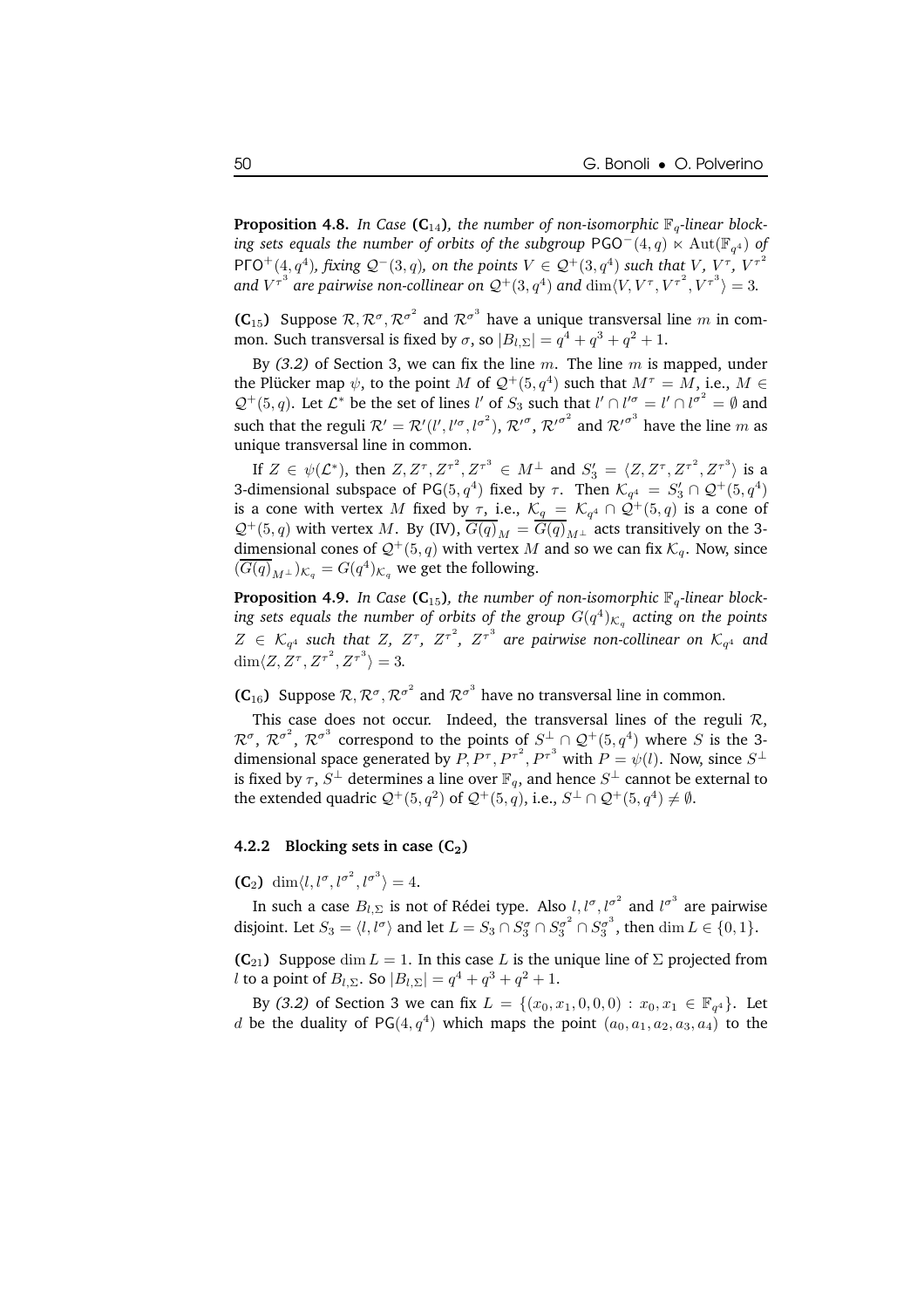**Proposition 4.8.** *In Case* ($\mathbf{C}_{14}$)*, the number of non-isomorphic $\mathbb{F}_q$-linear blocking sets equals the number of orbits of the subgroup $\mathsf{PGO}^-(4,q) \ltimes \mathrm{Aut}(\mathbb{F}_{q^4})$ of $\mathsf{P\Gamma O}^+(4,q^4)$, fixing $\mathcal{Q}^-(3,q)$, on the points $V \in \mathcal{Q}^+(3,q^4)$ such that $V$, $V^\tau$, $V^{\tau^2}$ and $V^{\tau^3}$ are pairwise non-collinear on $\mathcal{Q}^+(3,q^4)$ and $\dim\langle V, V^\tau, V^{\tau^2}, V^{\tau^3}\rangle = 3$.*

($\mathbf{C}_{15}$) Suppose $\mathcal{R}, \mathcal{R}^\sigma, \mathcal{R}^{\sigma^2}$ and $\mathcal{R}^{\sigma^3}$ have a unique transversal line $m$ in common. Such transversal is fixed by $\sigma$, so $|B_{l,\Sigma}| = q^4+q^3+q^2+1$.

By *(3.2)* of Section 3, we can fix the line $m$. The line $m$ is mapped, under the Plücker map $\psi$, to the point $M$ of $\mathcal{Q}^+(5,q^4)$ such that $M^\tau = M$, i.e., $M \in \mathcal{Q}^+(5,q)$. Let $\mathcal{L}^*$ be the set of lines $l'$ of $S_3$ such that $l' \cap l'^\sigma = l' \cap l'^{\sigma^2} = \emptyset$ and such that the reguli $\mathcal{R}' = \mathcal{R}'(l', l'^\sigma, l'^{\sigma^2})$, $\mathcal{R}'^\sigma$, $\mathcal{R}'^{\sigma^2}$ and $\mathcal{R}'^{\sigma^3}$ have the line $m$ as unique transversal line in common.

If $Z \in \psi(\mathcal{L}^*)$, then $Z, Z^\tau, Z^{\tau^2}, Z^{\tau^3} \in M^\perp$ and $S_3' = \langle Z, Z^\tau, Z^{\tau^2}, Z^{\tau^3}\rangle$ is a 3-dimensional subspace of $\mathsf{PG}(5,q^4)$ fixed by $\tau$. Then $\mathcal{K}_{q^4} = S_3' \cap \mathcal{Q}^+(5,q^4)$ is a cone with vertex $M$ fixed by $\tau$, i.e., $\mathcal{K}_q = \mathcal{K}_{q^4} \cap \mathcal{Q}^+(5,q)$ is a cone of $\mathcal{Q}^+(5,q)$ with vertex $M$. By (IV), $\overline{G(q)}_M = \overline{G(q)}_{M^\perp}$ acts transitively on the 3-dimensional cones of $\mathcal{Q}^+(5,q)$ with vertex $M$ and so we can fix $\mathcal{K}_q$. Now, since $(\overline{G(q)}_{M^\perp})_{\mathcal{K}_q} = G(q^4)_{\mathcal{K}_q}$ we get the following.

**Proposition 4.9.** *In Case* ($\mathbf{C}_{15}$)*, the number of non-isomorphic $\mathbb{F}_q$-linear blocking sets equals the number of orbits of the group $G(q^4)_{\mathcal{K}_q}$ acting on the points $Z \in \mathcal{K}_{q^4}$ such that $Z$, $Z^\tau$, $Z^{\tau^2}$, $Z^{\tau^3}$ are pairwise non-collinear on $\mathcal{K}_{q^4}$ and $\dim\langle Z, Z^\tau, Z^{\tau^2}, Z^{\tau^3}\rangle = 3$.*

($\mathbf{C}_{16}$) Suppose $\mathcal{R}, \mathcal{R}^\sigma, \mathcal{R}^{\sigma^2}$ and $\mathcal{R}^{\sigma^3}$ have no transversal line in common.

This case does not occur. Indeed, the transversal lines of the reguli $\mathcal{R}$, $\mathcal{R}^\sigma$, $\mathcal{R}^{\sigma^2}$, $\mathcal{R}^{\sigma^3}$ correspond to the points of $S^\perp \cap \mathcal{Q}^+(5,q^4)$ where $S$ is the 3-dimensional space generated by $P, P^\tau, P^{\tau^2}, P^{\tau^3}$ with $P = \psi(l)$. Now, since $S^\perp$ is fixed by $\tau$, $S^\perp$ determines a line over $\mathbb{F}_q$, and hence $S^\perp$ cannot be external to the extended quadric $\mathcal{Q}^+(5,q^2)$ of $\mathcal{Q}^+(5,q)$, i.e., $S^\perp \cap \mathcal{Q}^+(5,q^4) \neq \emptyset$.

### 4.2.2 Blocking sets in case ($\mathbf{C_2}$)

($\mathbf{C}_2$) $\dim\langle l, l^\sigma, l^{\sigma^2}, l^{\sigma^3}\rangle = 4$.

In such a case $B_{l,\Sigma}$ is not of Rédei type. Also $l, l^\sigma, l^{\sigma^2}$ and $l^{\sigma^3}$ are pairwise disjoint. Let $S_3 = \langle l, l^\sigma\rangle$ and let $L = S_3 \cap S_3^\sigma \cap S_3^{\sigma^2} \cap S_3^{\sigma^3}$, then $\dim L \in \{0,1\}$.

($\mathbf{C}_{21}$) Suppose $\dim L = 1$. In this case $L$ is the unique line of $\Sigma$ projected from $l$ to a point of $B_{l,\Sigma}$. So $|B_{l,\Sigma}| = q^4+q^3+q^2+1$.

By *(3.2)* of Section 3 we can fix $L = \{(x_0, x_1, 0, 0, 0) : x_0, x_1 \in \mathbb{F}_{q^4}\}$. Let $d$ be the duality of $\mathsf{PG}(4,q^4)$ which maps the point $(a_0, a_1, a_2, a_3, a_4)$ to the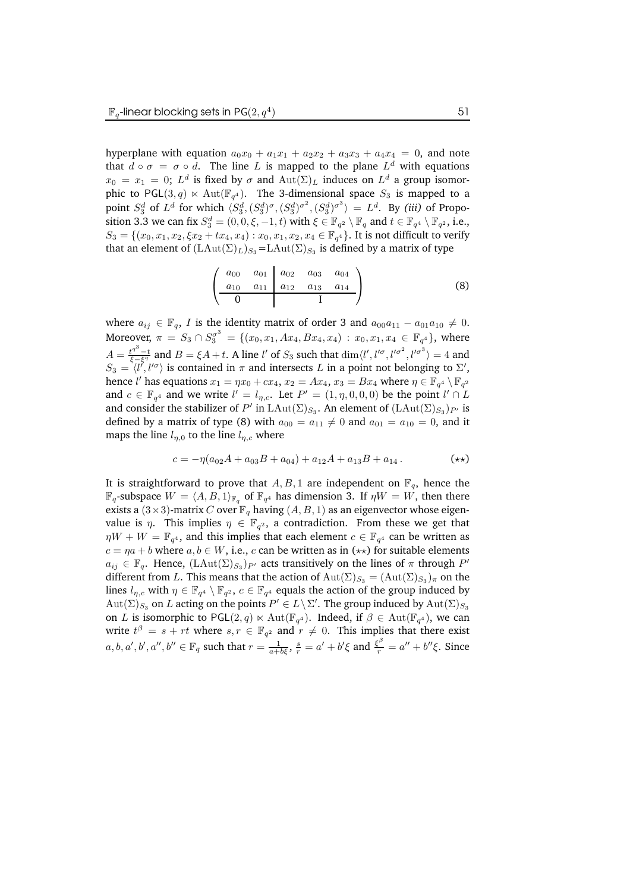hyperplane with equation $a_0x_0 + a_1x_1 + a_2x_2 + a_3x_3 + a_4x_4 = 0$, and note that $d \circ \sigma = \sigma \circ d$. The line $L$ is mapped to the plane $L^d$ with equations $x_0 = x_1 = 0$; $L^d$ is fixed by $\sigma$ and $\mathrm{Aut}(\Sigma)_L$ induces on $L^d$ a group isomorphic to $\mathsf{PGL}(3,q) \ltimes \mathrm{Aut}(\mathbb{F}_{q^4})$. The 3-dimensional space $S_3$ is mapped to a point $S_3^d$ of $L^d$ for which $\langle S_3^d, (S_3^d)^\sigma, (S_3^d)^{\sigma^2}, (S_3^d)^{\sigma^3}\rangle = L^d$. By *(iii)* of Proposition 3.3 we can fix $S_3^d = (0,0,\xi,-1,t)$ with $\xi \in \mathbb{F}_{q^2} \setminus \mathbb{F}_q$ and $t \in \mathbb{F}_{q^4} \setminus \mathbb{F}_{q^2}$, i.e., $S_3 = \{(x_0, x_1, x_2, \xi x_2 + t x_4, x_4) : x_0, x_1, x_2, x_4 \in \mathbb{F}_{q^4}\}$. It is not difficult to verify that an element of $(\mathrm{LAut}(\Sigma)_L)_{S_3}$=$\mathrm{LAut}(\Sigma)_{S_3}$ is defined by a matrix of type

$$\left(\begin{array}{cc|ccc} a_{00} & a_{01} & a_{02} & a_{03} & a_{04} \\ a_{10} & a_{11} & a_{12} & a_{13} & a_{14} \\ \hline \multicolumn{2}{c|}{0} & \multicolumn{3}{c}{I} \end{array}\right) \tag{8}$$

where $a_{ij} \in \mathbb{F}_q$, $I$ is the identity matrix of order 3 and $a_{00}a_{11} - a_{01}a_{10} \neq 0$. Moreover, $\pi = S_3 \cap S_3^{\sigma^3} = \{(x_0, x_1, Ax_4, Bx_4, x_4) : x_0, x_1, x_4 \in \mathbb{F}_{q^4}\}$, where $A = \frac{t^{q^3} - t}{\xi - \xi^q}$ and $B = \xi A + t$. A line $l'$ of $S_3$ such that $\dim\langle l', l'^\sigma, l'^{\sigma^2}, l'^{\sigma^3}\rangle = 4$ and $S_3 = \langle l', l'^\sigma\rangle$ is contained in $\pi$ and intersects $L$ in a point not belonging to $\Sigma'$, hence $l'$ has equations $x_1 = \eta x_0 + c x_4$, $x_2 = Ax_4$, $x_3 = Bx_4$ where $\eta \in \mathbb{F}_{q^4} \setminus \mathbb{F}_{q^2}$ and $c \in \mathbb{F}_{q^4}$ and we write $l' = l_{\eta,c}$. Let $P' = (1, \eta, 0, 0, 0)$ be the point $l' \cap L$ and consider the stabilizer of $P'$ in $\mathrm{LAut}(\Sigma)_{S_3}$. An element of $(\mathrm{LAut}(\Sigma)_{S_3})_{P'}$ is defined by a matrix of type (8) with $a_{00} = a_{11} \neq 0$ and $a_{01} = a_{10} = 0$, and it maps the line $l_{\eta,0}$ to the line $l_{\eta,c}$ where

$$c = -\eta(a_{02}A + a_{03}B + a_{04}) + a_{12}A + a_{13}B + a_{14}\,. \tag{$\star\star$}$$

It is straightforward to prove that $A, B, 1$ are independent on $\mathbb{F}_q$, hence the $\mathbb{F}_q$-subspace $W = \langle A, B, 1\rangle_{\mathbb{F}_q}$ of $\mathbb{F}_{q^4}$ has dimension 3. If $\eta W = W$, then there exists a $(3\times 3)$-matrix $C$ over $\mathbb{F}_q$ having $(A, B, 1)$ as an eigenvector whose eigenvalue is $\eta$. This implies $\eta \in \mathbb{F}_{q^2}$, a contradiction. From these we get that $\eta W + W = \mathbb{F}_{q^4}$, and this implies that each element $c \in \mathbb{F}_{q^4}$ can be written as $c = \eta a + b$ where $a, b \in W$, i.e., $c$ can be written as in ($\star\star$) for suitable elements $a_{ij} \in \mathbb{F}_q$. Hence, $(\mathrm{LAut}(\Sigma)_{S_3})_{P'}$ acts transitively on the lines of $\pi$ through $P'$ different from $L$. This means that the action of $\mathrm{Aut}(\Sigma)_{S_3} = (\mathrm{Aut}(\Sigma)_{S_3})_\pi$ on the lines $l_{\eta,c}$ with $\eta \in \mathbb{F}_{q^4} \setminus \mathbb{F}_{q^2}$, $c \in \mathbb{F}_{q^4}$ equals the action of the group induced by $\mathrm{Aut}(\Sigma)_{S_3}$ on $L$ acting on the points $P' \in L \setminus \Sigma'$. The group induced by $\mathrm{Aut}(\Sigma)_{S_3}$ on $L$ is isomorphic to $\mathsf{PGL}(2,q) \ltimes \mathrm{Aut}(\mathbb{F}_{q^4})$. Indeed, if $\beta \in \mathrm{Aut}(\mathbb{F}_{q^4})$, we can write $t^\beta = s + rt$ where $s, r \in \mathbb{F}_{q^2}$ and $r \neq 0$. This implies that there exist $a, b, a', b', a'', b'' \in \mathbb{F}_q$ such that $r = \frac{1}{a + b\xi}$, $\frac{s}{r} = a' + b'\xi$ and $\frac{\xi^\beta}{r} = a'' + b''\xi$. Since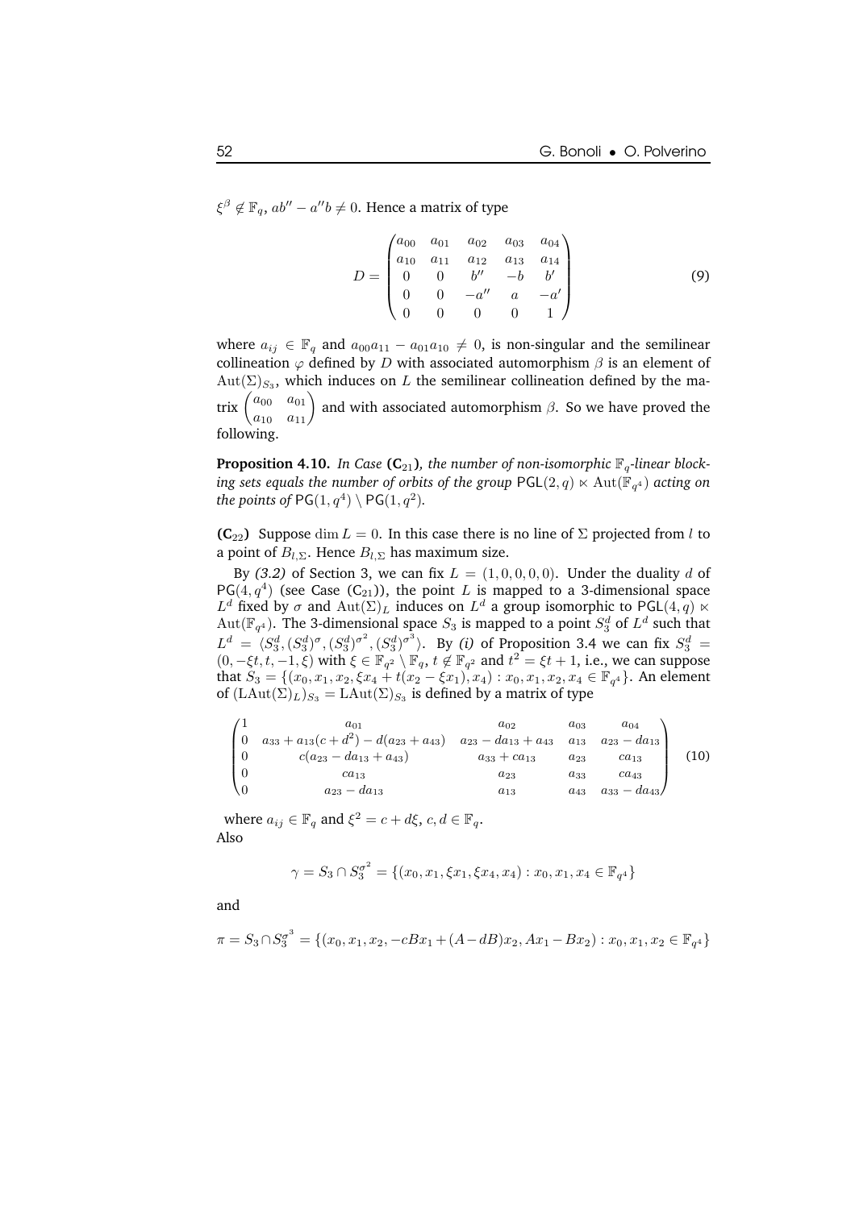$\xi^\beta \notin \mathbb{F}_q$, $ab'' - a''b \neq 0$. Hence a matrix of type

$$D = \begin{pmatrix} a_{00} & a_{01} & a_{02} & a_{03} & a_{04} \\ a_{10} & a_{11} & a_{12} & a_{13} & a_{14} \\ 0 & 0 & b'' & -b & b' \\ 0 & 0 & -a'' & a & -a' \\ 0 & 0 & 0 & 0 & 1 \end{pmatrix} \tag{9}$$

where $a_{ij} \in \mathbb{F}_q$ and $a_{00}a_{11} - a_{01}a_{10} \neq 0$, is non-singular and the semilinear collineation $\varphi$ defined by $D$ with associated automorphism $\beta$ is an element of $\mathrm{Aut}(\Sigma)_{S_3}$, which induces on $L$ the semilinear collineation defined by the matrix $\begin{pmatrix} a_{00} & a_{01} \\ a_{10} & a_{11} \end{pmatrix}$ and with associated automorphism $\beta$. So we have proved the following.

**Proposition 4.10.** *In Case* **(C$_{21}$)***, the number of non-isomorphic $\mathbb{F}_q$-linear blocking sets equals the number of orbits of the group $\mathsf{PGL}(2, q) \ltimes \mathrm{Aut}(\mathbb{F}_{q^4})$ acting on the points of $\mathsf{PG}(1, q^4) \setminus \mathsf{PG}(1, q^2)$.*

**(C$_{22}$)** Suppose $\dim L = 0$. In this case there is no line of $\Sigma$ projected from $l$ to a point of $B_{l,\Sigma}$. Hence $B_{l,\Sigma}$ has maximum size.

By *(3.2)* of Section 3, we can fix $L = (1, 0, 0, 0, 0)$. Under the duality $d$ of $\mathsf{PG}(4, q^4)$ (see Case (C$_{21}$)), the point $L$ is mapped to a 3-dimensional space $L^d$ fixed by $\sigma$ and $\mathrm{Aut}(\Sigma)_L$ induces on $L^d$ a group isomorphic to $\mathsf{PGL}(4, q) \ltimes \mathrm{Aut}(\mathbb{F}_{q^4})$. The 3-dimensional space $S_3$ is mapped to a point $S_3^d$ of $L^d$ such that $L^d = \langle S_3^d, (S_3^d)^\sigma, (S_3^d)^{\sigma^2}, (S_3^d)^{\sigma^3} \rangle$. By *(i)* of Proposition 3.4 we can fix $S_3^d = (0, -\xi t, t, -1, \xi)$ with $\xi \in \mathbb{F}_{q^2} \setminus \mathbb{F}_q$, $t \notin \mathbb{F}_{q^2}$ and $t^2 = \xi t + 1$, i.e., we can suppose that $S_3 = \{(x_0, x_1, x_2, \xi x_4 + t(x_2 - \xi x_1), x_4) : x_0, x_1, x_2, x_4 \in \mathbb{F}_{q^4}\}$. An element of $(\mathrm{LAut}(\Sigma)_L)_{S_3} = \mathrm{LAut}(\Sigma)_{S_3}$ is defined by a matrix of type

$$\begin{pmatrix} 1 & a_{01} & a_{02} & a_{03} & a_{04} \\ 0 & a_{33} + a_{13}(c + d^2) - d(a_{23} + a_{43}) & a_{23} - da_{13} + a_{43} & a_{13} & a_{23} - da_{13} \\ 0 & c(a_{23} - da_{13} + a_{43}) & a_{33} + ca_{13} & a_{23} & ca_{13} \\ 0 & ca_{13} & a_{23} & a_{33} & ca_{43} \\ 0 & a_{23} - da_{13} & a_{13} & a_{43} & a_{33} - da_{43} \end{pmatrix} \tag{10}$$

where $a_{ij} \in \mathbb{F}_q$ and $\xi^2 = c + d\xi$, $c, d \in \mathbb{F}_q$.
Also

$$\gamma = S_3 \cap S_3^{\sigma^2} = \{(x_0, x_1, \xi x_1, \xi x_4, x_4) : x_0, x_1, x_4 \in \mathbb{F}_{q^4}\}$$

and

$$\pi = S_3 \cap S_3^{\sigma^3} = \{(x_0, x_1, x_2, -cBx_1 + (A - dB)x_2, Ax_1 - Bx_2) : x_0, x_1, x_2 \in \mathbb{F}_{q^4}\}$$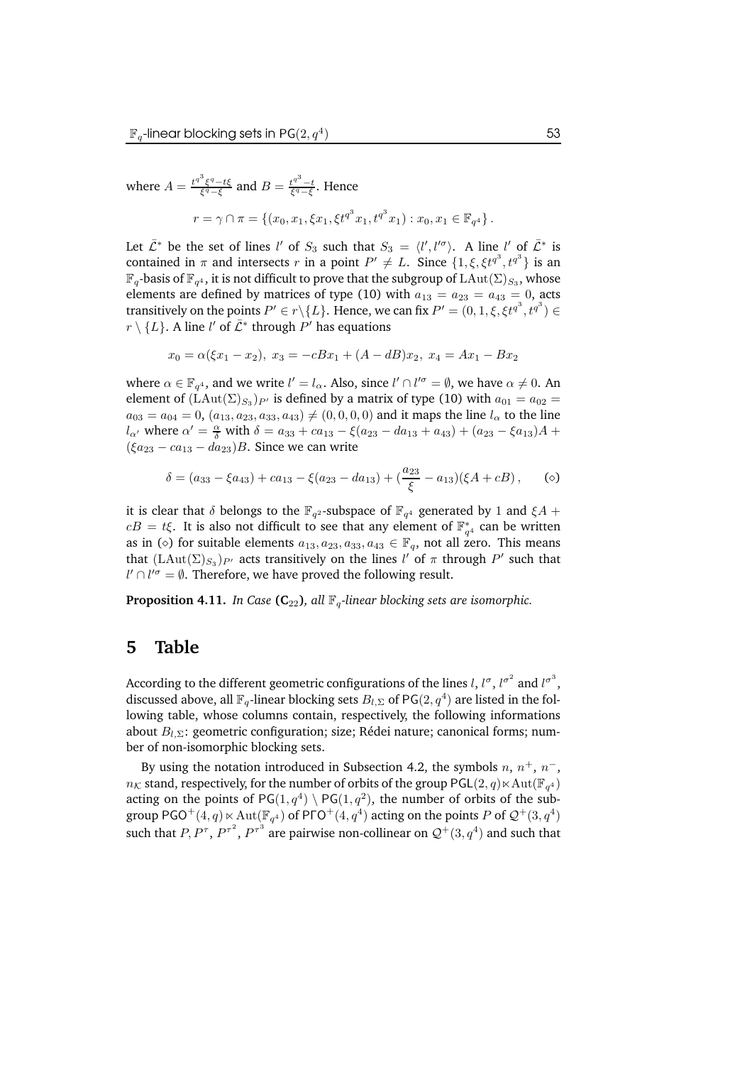where $A = \frac{t^{q^3}\xi^q - t\xi}{\xi^q - \xi}$ and $B = \frac{t^{q^3} - t}{\xi^q - \xi}$. Hence

$$r = \gamma \cap \pi = \{(x_0, x_1, \xi x_1, \xi t^{q^3} x_1, t^{q^3} x_1) : x_0, x_1 \in \mathbb{F}_{q^4}\}.$$

Let $\bar{\mathcal{L}}^*$ be the set of lines $l'$ of $S_3$ such that $S_3 = \langle l', l'^\sigma \rangle$. A line $l'$ of $\bar{\mathcal{L}}^*$ is contained in $\pi$ and intersects $r$ in a point $P' \neq L$. Since $\{1, \xi, \xi t^{q^3}, t^{q^3}\}$ is an $\mathbb{F}_q$-basis of $\mathbb{F}_{q^4}$, it is not difficult to prove that the subgroup of $\mathrm{LAut}(\Sigma)_{S_3}$, whose elements are defined by matrices of type (10) with $a_{13} = a_{23} = a_{43} = 0$, acts transitively on the points $P' \in r \setminus \{L\}$. Hence, we can fix $P' = (0, 1, \xi, \xi t^{q^3}, t^{q^3}) \in r \setminus \{L\}$. A line $l'$ of $\bar{\mathcal{L}}^*$ through $P'$ has equations

$$x_0 = \alpha(\xi x_1 - x_2),\ x_3 = -cBx_1 + (A - dB)x_2,\ x_4 = Ax_1 - Bx_2$$

where $\alpha \in \mathbb{F}_{q^4}$, and we write $l' = l_\alpha$. Also, since $l' \cap l'^\sigma = \emptyset$, we have $\alpha \neq 0$. An element of $(\mathrm{LAut}(\Sigma)_{S_3})_{P'}$ is defined by a matrix of type (10) with $a_{01} = a_{02} = a_{03} = a_{04} = 0$, $(a_{13}, a_{23}, a_{33}, a_{43}) \neq (0, 0, 0, 0)$ and it maps the line $l_\alpha$ to the line $l_{\alpha'}$ where $\alpha' = \frac{\alpha}{\delta}$ with $\delta = a_{33} + ca_{13} - \xi(a_{23} - da_{13} + a_{43}) + (a_{23} - \xi a_{13})A + (\xi a_{23} - ca_{13} - da_{23})B$. Since we can write

$$\delta = (a_{33} - \xi a_{43}) + ca_{13} - \xi(a_{23} - da_{13}) + (\frac{a_{23}}{\xi} - a_{13})(\xi A + cB), \qquad (\diamond)$$

it is clear that $\delta$ belongs to the $\mathbb{F}_{q^2}$-subspace of $\mathbb{F}_{q^4}$ generated by $1$ and $\xi A + cB = t\xi$. It is also not difficult to see that any element of $\mathbb{F}_{q^4}^*$ can be written as in $(\diamond)$ for suitable elements $a_{13}, a_{23}, a_{33}, a_{43} \in \mathbb{F}_q$, not all zero. This means that $(\mathrm{LAut}(\Sigma)_{S_3})_{P'}$ acts transitively on the lines $l'$ of $\pi$ through $P'$ such that $l' \cap l'^\sigma = \emptyset$. Therefore, we have proved the following result.

**Proposition 4.11.** *In Case* **($\mathbf{C}_{22}$)***, all $\mathbb{F}_q$-linear blocking sets are isomorphic.*

## 5 Table

According to the different geometric configurations of the lines $l$, $l^\sigma$, $l^{\sigma^2}$ and $l^{\sigma^3}$, discussed above, all $\mathbb{F}_q$-linear blocking sets $B_{l,\Sigma}$ of $\mathsf{PG}(2, q^4)$ are listed in the following table, whose columns contain, respectively, the following informations about $B_{l,\Sigma}$: geometric configuration; size; Rédei nature; canonical forms; number of non-isomorphic blocking sets.

By using the notation introduced in Subsection 4.2, the symbols $n$, $n^+$, $n^-$, $n_{\mathcal{K}}$ stand, respectively, for the number of orbits of the group $\mathsf{PGL}(2, q) \ltimes \mathrm{Aut}(\mathbb{F}_{q^4})$ acting on the points of $\mathsf{PG}(1, q^4) \setminus \mathsf{PG}(1, q^2)$, the number of orbits of the subgroup $\mathsf{PGO}^+(4, q) \ltimes \mathrm{Aut}(\mathbb{F}_{q^4})$ of $\mathsf{P\Gamma O}^+(4, q^4)$ acting on the points $P$ of $\mathcal{Q}^+(3, q^4)$ such that $P, P^\tau, P^{\tau^2}, P^{\tau^3}$ are pairwise non-collinear on $\mathcal{Q}^+(3, q^4)$ and such that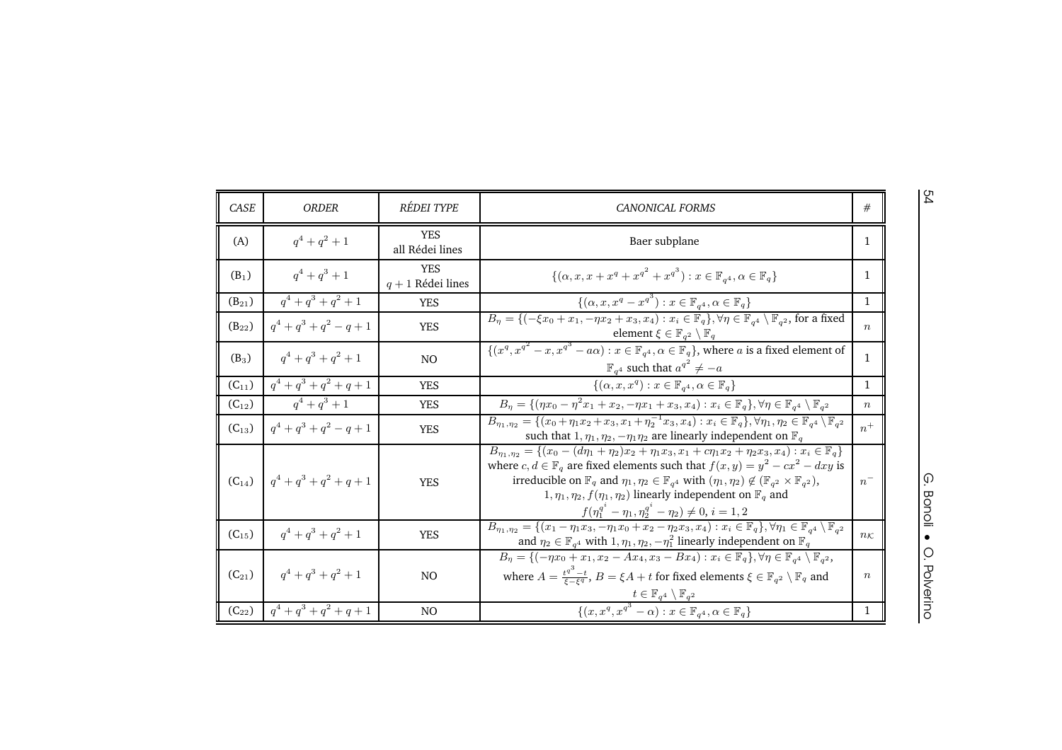| CASE | ORDER | RÉDEI TYPE | CANONICAL FORMS | # |
|---|---|---|---|---|
| (A) | $q^4+q^2+1$ | YES all Rédei lines | Baer subplane | 1 |
| ($B_1$) | $q^4+q^3+1$ | YES $q+1$ Rédei lines | $\{(\alpha, x, x+x^q+x^{q^2}+x^{q^3}) : x \in \mathbb{F}_{q^4}, \alpha \in \mathbb{F}_q\}$ | 1 |
| ($B_{21}$) | $q^4+q^3+q^2+1$ | YES | $\{(\alpha, x, x^q-x^{q^3}) : x \in \mathbb{F}_{q^4}, \alpha \in \mathbb{F}_q\}$ | 1 |
| ($B_{22}$) | $q^4+q^3+q^2-q+1$ | YES | $B_\eta = \{(-\xi x_0+x_1, -\eta x_2+x_3, x_4) : x_i \in \mathbb{F}_q\}, \forall \eta \in \mathbb{F}_{q^4} \setminus \mathbb{F}_{q^2}$, for a fixed element $\xi \in \mathbb{F}_{q^2} \setminus \mathbb{F}_q$ | $n$ |
| ($B_3$) | $q^4+q^3+q^2+1$ | NO | $\{(x^q, x^{q^2}-x, x^{q^3}-a\alpha) : x \in \mathbb{F}_{q^4}, \alpha \in \mathbb{F}_q\}$, where $a$ is a fixed element of $\mathbb{F}_{q^4}$ such that $a^{q^2} \neq -a$ | 1 |
| ($C_{11}$) | $q^4+q^3+q^2+q+1$ | YES | $\{(\alpha, x, x^q) : x \in \mathbb{F}_{q^4}, \alpha \in \mathbb{F}_q\}$ | 1 |
| ($C_{12}$) | $q^4+q^3+1$ | YES | $B_\eta = \{(\eta x_0-\eta^2 x_1+x_2, -\eta x_1+x_3, x_4) : x_i \in \mathbb{F}_q\}, \forall \eta \in \mathbb{F}_{q^4} \setminus \mathbb{F}_{q^2}$ | $n$ |
| ($C_{13}$) | $q^4+q^3+q^2-q+1$ | YES | $B_{\eta_1,\eta_2} = \{(x_0+\eta_1 x_2+x_3, x_1+\eta_2^{-1} x_3, x_4) : x_i \in \mathbb{F}_q\}, \forall \eta_1, \eta_2 \in \mathbb{F}_{q^4} \setminus \mathbb{F}_{q^2}$ such that $1, \eta_1, \eta_2, -\eta_1\eta_2$ are linearly independent on $\mathbb{F}_q$ | $n^+$ |
| ($C_{14}$) | $q^4+q^3+q^2+q+1$ | YES | $B_{\eta_1,\eta_2} = \{(x_0-(d\eta_1+\eta_2)x_2+\eta_1 x_3, x_1+c\eta_1 x_2+\eta_2 x_3, x_4) : x_i \in \mathbb{F}_q\}$ where $c, d \in \mathbb{F}_q$ are fixed elements such that $f(x,y) = y^2-cx^2-dxy$ is irreducible on $\mathbb{F}_q$ and $\eta_1, \eta_2 \in \mathbb{F}_{q^4}$ with $(\eta_1, \eta_2) \notin (\mathbb{F}_{q^2} \times \mathbb{F}_{q^2})$, $1, \eta_1, \eta_2, f(\eta_1, \eta_2)$ linearly independent on $\mathbb{F}_q$ and $f(\eta_1^{q^i}-\eta_1, \eta_2^{q^i}-\eta_2) \neq 0$, $i = 1, 2$ | $n^-$ |
| ($C_{15}$) | $q^4+q^3+q^2+1$ | YES | $B_{\eta_1,\eta_2} = \{(x_1-\eta_1 x_3, -\eta_1 x_0+x_2-\eta_2 x_3, x_4) : x_i \in \mathbb{F}_q\}, \forall \eta_1 \in \mathbb{F}_{q^4} \setminus \mathbb{F}_{q^2}$ and $\eta_2 \in \mathbb{F}_{q^4}$ with $1, \eta_1, \eta_2, -\eta_1^2$ linearly independent on $\mathbb{F}_q$ | $n_{\mathcal{K}}$ |
| ($C_{21}$) | $q^4+q^3+q^2+1$ | NO | $B_\eta = \{(-\eta x_0+x_1, x_2-Ax_4, x_3-Bx_4) : x_i \in \mathbb{F}_q\}, \forall \eta \in \mathbb{F}_{q^4} \setminus \mathbb{F}_{q^2}$, where $A = \frac{t^{q^3}-t}{\xi-\xi^q}$, $B = \xi A + t$ for fixed elements $\xi \in \mathbb{F}_{q^2} \setminus \mathbb{F}_q$ and $t \in \mathbb{F}_{q^4} \setminus \mathbb{F}_{q^2}$ | $n$ |
| ($C_{22}$) | $q^4+q^3+q^2+q+1$ | NO | $\{(x, x^q, x^{q^3}-\alpha) : x \in \mathbb{F}_{q^4}, \alpha \in \mathbb{F}_q\}$ | 1 |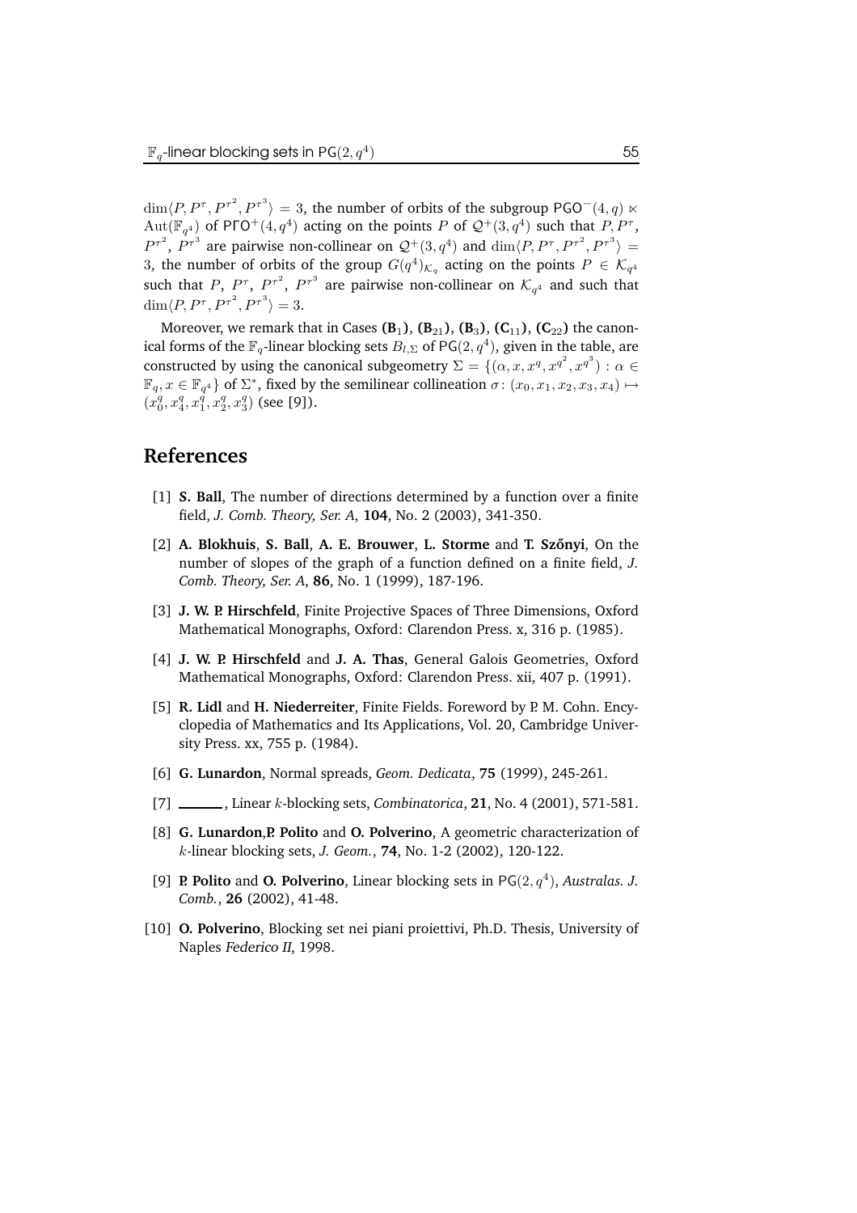$\dim\langle P, P^\tau, P^{\tau^2}, P^{\tau^3}\rangle = 3$, the number of orbits of the subgroup $\mathsf{PGO}^-(4,q) \ltimes \mathrm{Aut}(\mathbb{F}_{q^4})$ of $\mathsf{P\Gamma O}^+(4,q^4)$ acting on the points $P$ of $\mathcal{Q}^+(3,q^4)$ such that $P, P^\tau$, $P^{\tau^2}$, $P^{\tau^3}$ are pairwise non-collinear on $\mathcal{Q}^+(3,q^4)$ and $\dim\langle P, P^\tau, P^{\tau^2}, P^{\tau^3}\rangle = 3$, the number of orbits of the group $G(q^4)_{\mathcal{K}_q}$ acting on the points $P \in \mathcal{K}_{q^4}$ such that $P$, $P^\tau$, $P^{\tau^2}$, $P^{\tau^3}$ are pairwise non-collinear on $\mathcal{K}_{q^4}$ and such that $\dim\langle P, P^\tau, P^{\tau^2}, P^{\tau^3}\rangle = 3$.

Moreover, we remark that in Cases **(B$_1$)**, **(B$_{21}$)**, **(B$_3$)**, **(C$_{11}$)**, **(C$_{22}$)** the canonical forms of the $\mathbb{F}_q$-linear blocking sets $B_{l,\Sigma}$ of $\mathsf{PG}(2,q^4)$, given in the table, are constructed by using the canonical subgeometry $\Sigma = \{(\alpha, x, x^q, x^{q^2}, x^{q^3}) : \alpha \in \mathbb{F}_q, x \in \mathbb{F}_{q^4}\}$ of $\Sigma^*$, fixed by the semilinear collineation $\sigma\colon (x_0,x_1,x_2,x_3,x_4) \mapsto (x_0^q, x_4^q, x_1^q, x_2^q, x_3^q)$ (see [9]).

## References

[1] **S. Ball**, The number of directions determined by a function over a finite field, *J. Comb. Theory, Ser. A*, **104**, No. 2 (2003), 341-350.

[2] **A. Blokhuis**, **S. Ball**, **A. E. Brouwer**, **L. Storme** and **T. Szőnyi**, On the number of slopes of the graph of a function defined on a finite field, *J. Comb. Theory, Ser. A*, **86**, No. 1 (1999), 187-196.

[3] **J. W. P. Hirschfeld**, Finite Projective Spaces of Three Dimensions, Oxford Mathematical Monographs, Oxford: Clarendon Press. x, 316 p. (1985).

[4] **J. W. P. Hirschfeld** and **J. A. Thas**, General Galois Geometries, Oxford Mathematical Monographs, Oxford: Clarendon Press. xii, 407 p. (1991).

[5] **R. Lidl** and **H. Niederreiter**, Finite Fields. Foreword by P. M. Cohn. Encyclopedia of Mathematics and Its Applications, Vol. 20, Cambridge University Press. xx, 755 p. (1984).

[6] **G. Lunardon**, Normal spreads, *Geom. Dedicata*, **75** (1999), 245-261.

[7] ______, Linear $k$-blocking sets, *Combinatorica*, **21**, No. 4 (2001), 571-581.

[8] **G. Lunardon**,**P. Polito** and **O. Polverino**, A geometric characterization of $k$-linear blocking sets, *J. Geom.*, **74**, No. 1-2 (2002), 120-122.

[9] **P. Polito** and **O. Polverino**, Linear blocking sets in $\mathsf{PG}(2,q^4)$, *Australas. J. Comb.*, **26** (2002), 41-48.

[10] **O. Polverino**, Blocking set nei piani proiettivi, Ph.D. Thesis, University of Naples *Federico II*, 1998.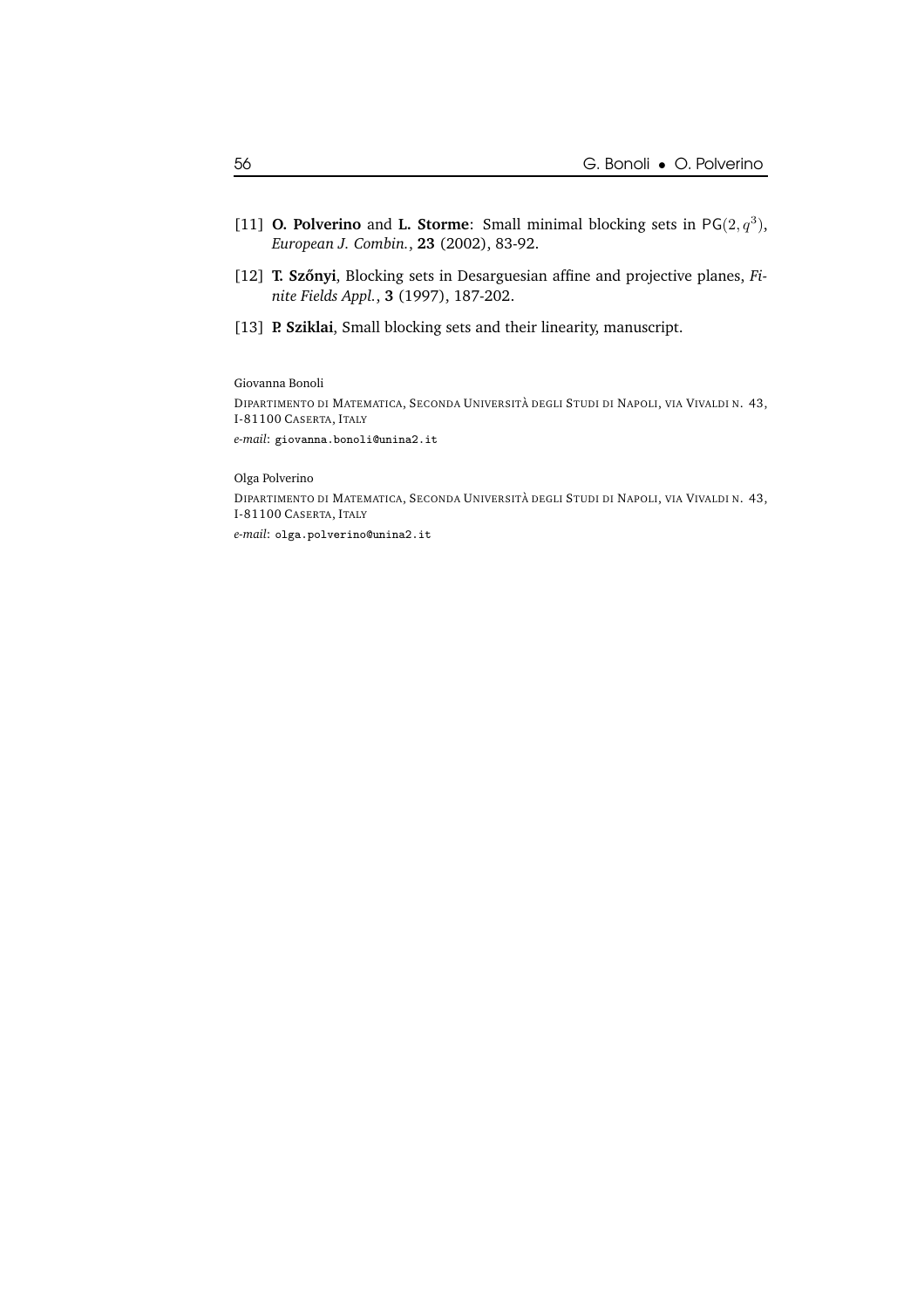[11] **O. Polverino** and **L. Storme**: Small minimal blocking sets in $\mathsf{PG}(2, q^3)$, *European J. Combin.*, **23** (2002), 83-92.

[12] **T. Szőnyi**, Blocking sets in Desarguesian affine and projective planes, *Finite Fields Appl.*, **3** (1997), 187-202.

[13] **P. Sziklai**, Small blocking sets and their linearity, manuscript.

Giovanna Bonoli

DIPARTIMENTO DI MATEMATICA, SECONDA UNIVERSITÀ DEGLI STUDI DI NAPOLI, VIA VIVALDI N. 43, I-81100 CASERTA, ITALY

*e-mail*: giovanna.bonoli@unina2.it

Olga Polverino

DIPARTIMENTO DI MATEMATICA, SECONDA UNIVERSITÀ DEGLI STUDI DI NAPOLI, VIA VIVALDI N. 43, I-81100 CASERTA, ITALY

*e-mail*: olga.polverino@unina2.it